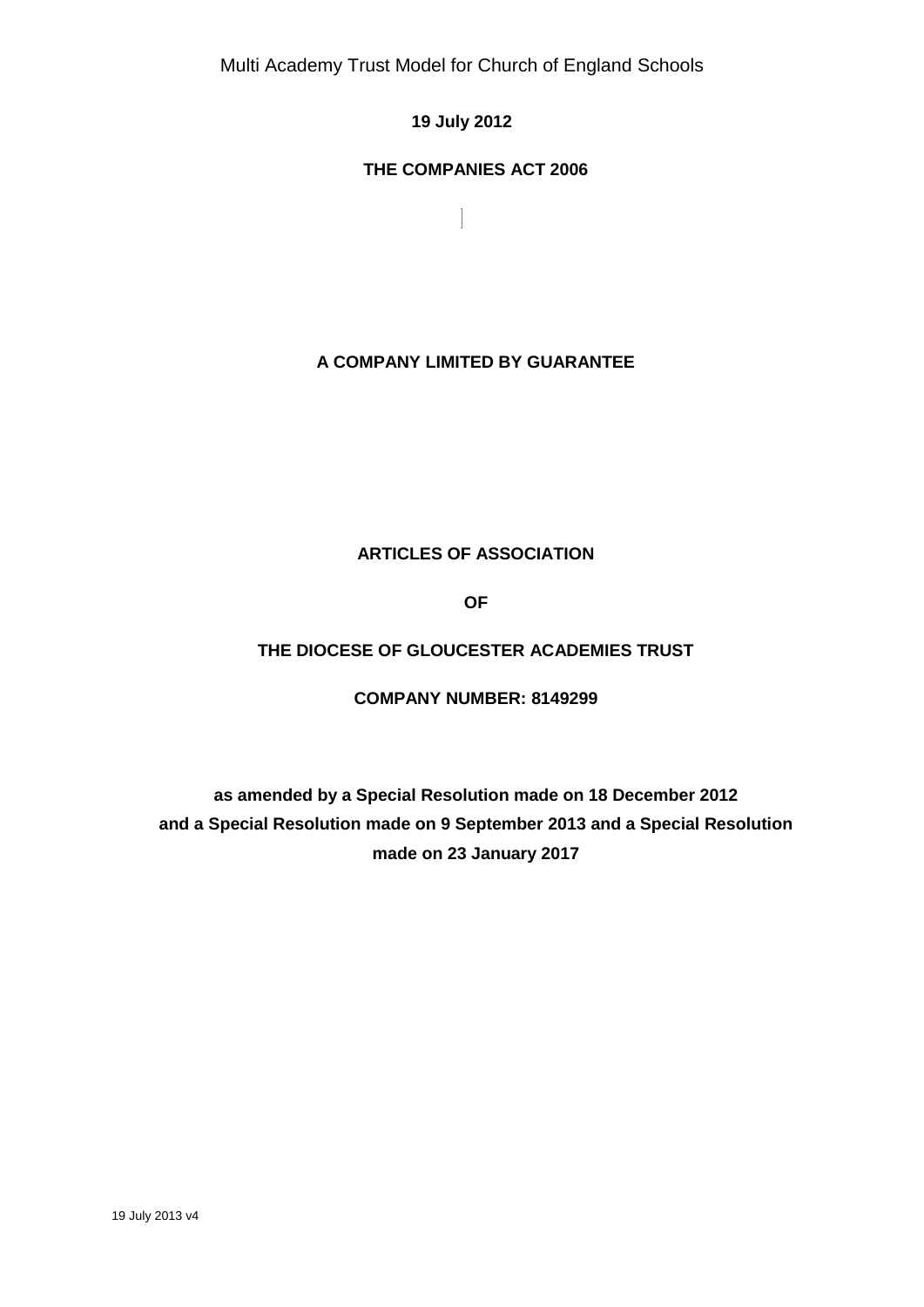Multi Academy Trust Model for Church of England Schools

**19 July 2012**

**THE COMPANIES ACT 2006**

**A COMPANY LIMITED BY GUARANTEE**

**ARTICLES OF ASSOCIATION**

**OF**

**THE DIOCESE OF GLOUCESTER ACADEMIES TRUST**

**COMPANY NUMBER: 8149299**

**as amended by a Special Resolution made on 18 December 2012 and a Special Resolution made on 9 September 2013 and a Special Resolution made on 23 January 2017**

19 July 2013 v4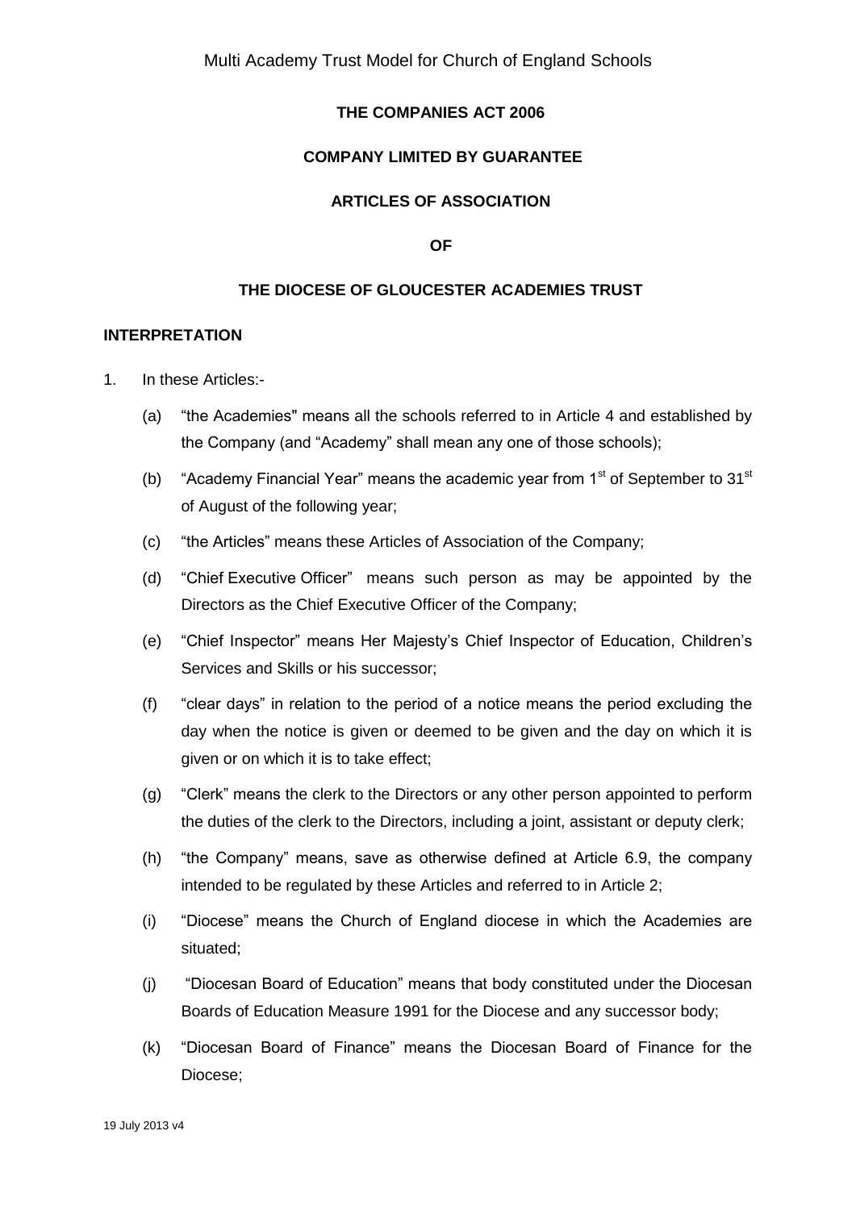**THE COMPANIES ACT 2006**

**COMPANY LIMITED BY GUARANTEE**

**ARTICLES OF ASSOCIATION**

**OF**

**THE DIOCESE OF GLOUCESTER ACADEMIES TRUST**

**INTERPRETATION**

1. In these Articles:-

   (a) "the Academies" means all the schools referred to in Article 4 and established by the Company (and "Academy" shall mean any one of those schools);

   (b) "Academy Financial Year" means the academic year from 1st of September to 31st of August of the following year;

   (c) "the Articles" means these Articles of Association of the Company;

   (d) "Chief Executive Officer" means such person as may be appointed by the Directors as the Chief Executive Officer of the Company;

   (e) "Chief Inspector" means Her Majesty's Chief Inspector of Education, Children's Services and Skills or his successor;

   (f) "clear days" in relation to the period of a notice means the period excluding the day when the notice is given or deemed to be given and the day on which it is given or on which it is to take effect;

   (g) "Clerk" means the clerk to the Directors or any other person appointed to perform the duties of the clerk to the Directors, including a joint, assistant or deputy clerk;

   (h) "the Company" means, save as otherwise defined at Article 6.9, the company intended to be regulated by these Articles and referred to in Article 2;

   (i) "Diocese" means the Church of England diocese in which the Academies are situated;

   (j) "Diocesan Board of Education" means that body constituted under the Diocesan Boards of Education Measure 1991 for the Diocese and any successor body;

   (k) "Diocesan Board of Finance" means the Diocesan Board of Finance for the Diocese;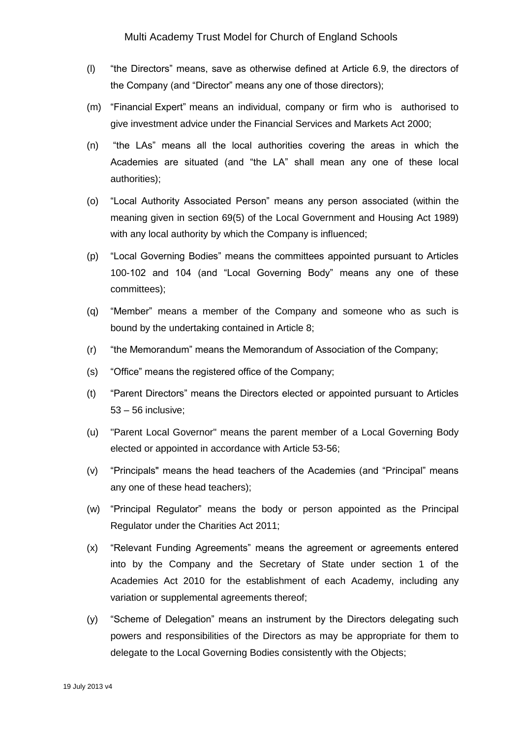(l) "the Directors" means, save as otherwise defined at Article 6.9, the directors of the Company (and "Director" means any one of those directors);

(m) "Financial Expert" means an individual, company or firm who is authorised to give investment advice under the Financial Services and Markets Act 2000;

(n) "the LAs" means all the local authorities covering the areas in which the Academies are situated (and "the LA" shall mean any one of these local authorities);

(o) "Local Authority Associated Person" means any person associated (within the meaning given in section 69(5) of the Local Government and Housing Act 1989) with any local authority by which the Company is influenced;

(p) "Local Governing Bodies" means the committees appointed pursuant to Articles 100-102 and 104 (and "Local Governing Body" means any one of these committees);

(q) "Member" means a member of the Company and someone who as such is bound by the undertaking contained in Article 8;

(r) "the Memorandum" means the Memorandum of Association of the Company;

(s) "Office" means the registered office of the Company;

(t) "Parent Directors" means the Directors elected or appointed pursuant to Articles 53 – 56 inclusive;

(u) "Parent Local Governor" means the parent member of a Local Governing Body elected or appointed in accordance with Article 53-56;

(v) "Principals" means the head teachers of the Academies (and "Principal" means any one of these head teachers);

(w) "Principal Regulator" means the body or person appointed as the Principal Regulator under the Charities Act 2011;

(x) "Relevant Funding Agreements" means the agreement or agreements entered into by the Company and the Secretary of State under section 1 of the Academies Act 2010 for the establishment of each Academy, including any variation or supplemental agreements thereof;

(y) "Scheme of Delegation" means an instrument by the Directors delegating such powers and responsibilities of the Directors as may be appropriate for them to delegate to the Local Governing Bodies consistently with the Objects;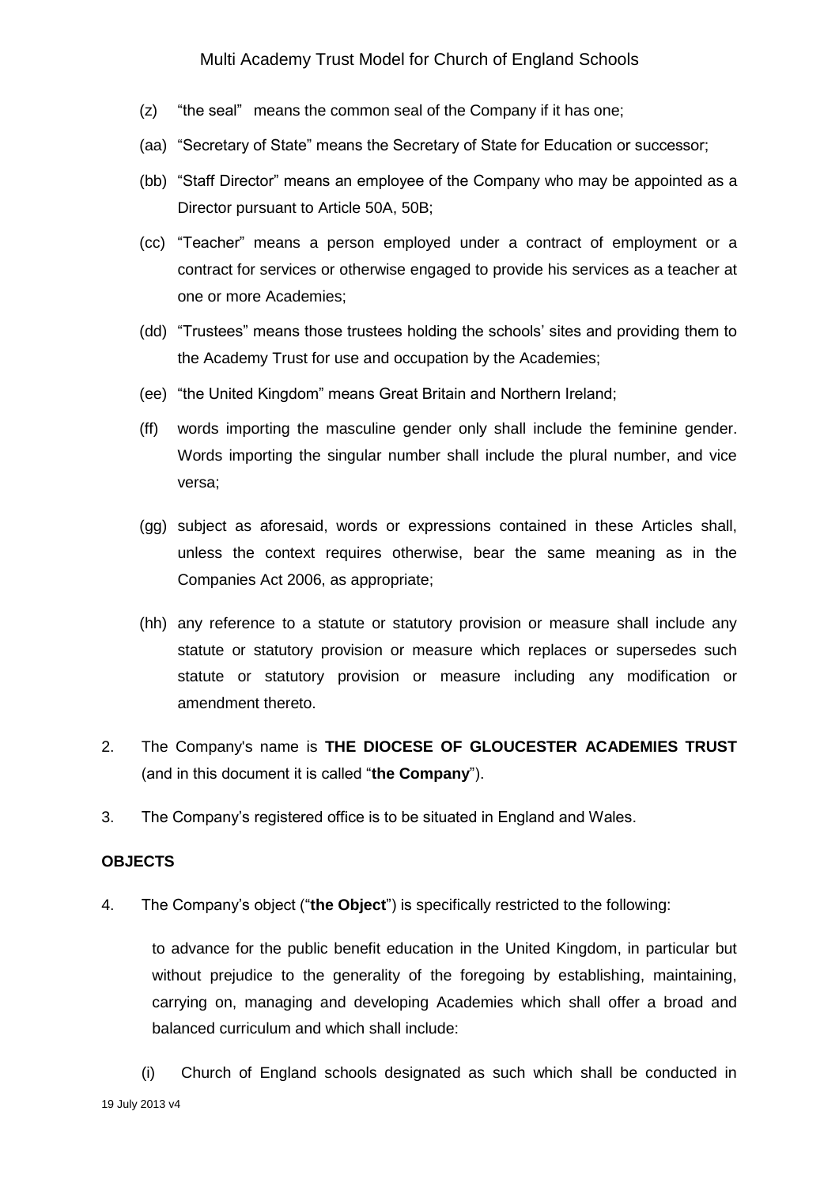(z) "the seal" means the common seal of the Company if it has one;

(aa) "Secretary of State" means the Secretary of State for Education or successor;

(bb) "Staff Director" means an employee of the Company who may be appointed as a Director pursuant to Article 50A, 50B;

(cc) "Teacher" means a person employed under a contract of employment or a contract for services or otherwise engaged to provide his services as a teacher at one or more Academies;

(dd) "Trustees" means those trustees holding the schools' sites and providing them to the Academy Trust for use and occupation by the Academies;

(ee) "the United Kingdom" means Great Britain and Northern Ireland;

(ff) words importing the masculine gender only shall include the feminine gender. Words importing the singular number shall include the plural number, and vice versa;

(gg) subject as aforesaid, words or expressions contained in these Articles shall, unless the context requires otherwise, bear the same meaning as in the Companies Act 2006, as appropriate;

(hh) any reference to a statute or statutory provision or measure shall include any statute or statutory provision or measure which replaces or supersedes such statute or statutory provision or measure including any modification or amendment thereto.

2. The Company's name is **THE DIOCESE OF GLOUCESTER ACADEMIES TRUST** (and in this document it is called "**the Company**").

3. The Company's registered office is to be situated in England and Wales.

**OBJECTS**

4. The Company's object ("**the Object**") is specifically restricted to the following:

to advance for the public benefit education in the United Kingdom, in particular but without prejudice to the generality of the foregoing by establishing, maintaining, carrying on, managing and developing Academies which shall offer a broad and balanced curriculum and which shall include:

(i) Church of England schools designated as such which shall be conducted in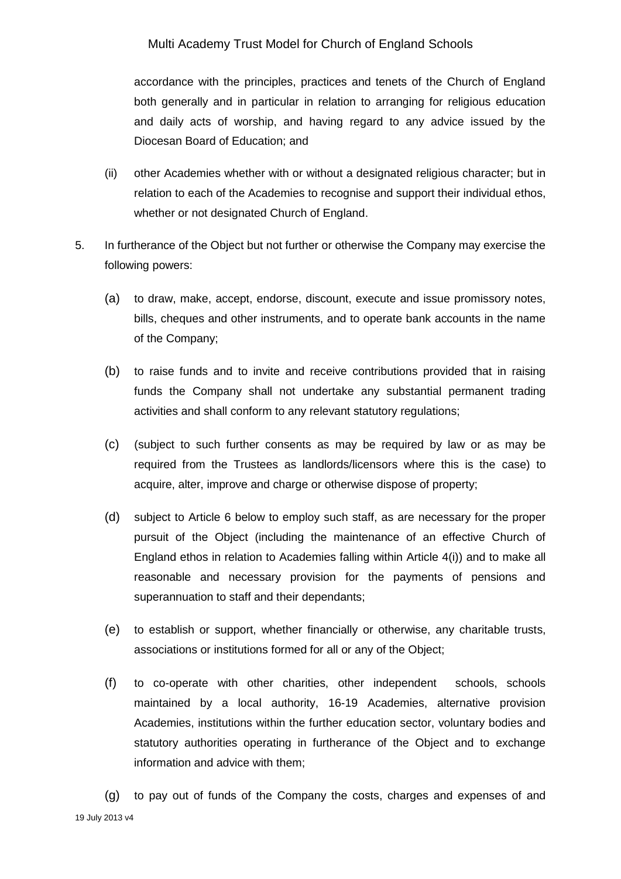accordance with the principles, practices and tenets of the Church of England both generally and in particular in relation to arranging for religious education and daily acts of worship, and having regard to any advice issued by the Diocesan Board of Education; and

(ii) other Academies whether with or without a designated religious character; but in relation to each of the Academies to recognise and support their individual ethos, whether or not designated Church of England.

5. In furtherance of the Object but not further or otherwise the Company may exercise the following powers:

(a) to draw, make, accept, endorse, discount, execute and issue promissory notes, bills, cheques and other instruments, and to operate bank accounts in the name of the Company;

(b) to raise funds and to invite and receive contributions provided that in raising funds the Company shall not undertake any substantial permanent trading activities and shall conform to any relevant statutory regulations;

(c) (subject to such further consents as may be required by law or as may be required from the Trustees as landlords/licensors where this is the case) to acquire, alter, improve and charge or otherwise dispose of property;

(d) subject to Article 6 below to employ such staff, as are necessary for the proper pursuit of the Object (including the maintenance of an effective Church of England ethos in relation to Academies falling within Article 4(i)) and to make all reasonable and necessary provision for the payments of pensions and superannuation to staff and their dependants;

(e) to establish or support, whether financially or otherwise, any charitable trusts, associations or institutions formed for all or any of the Object;

(f) to co-operate with other charities, other independent schools, schools maintained by a local authority, 16-19 Academies, alternative provision Academies, institutions within the further education sector, voluntary bodies and statutory authorities operating in furtherance of the Object and to exchange information and advice with them;

(g) to pay out of funds of the Company the costs, charges and expenses of and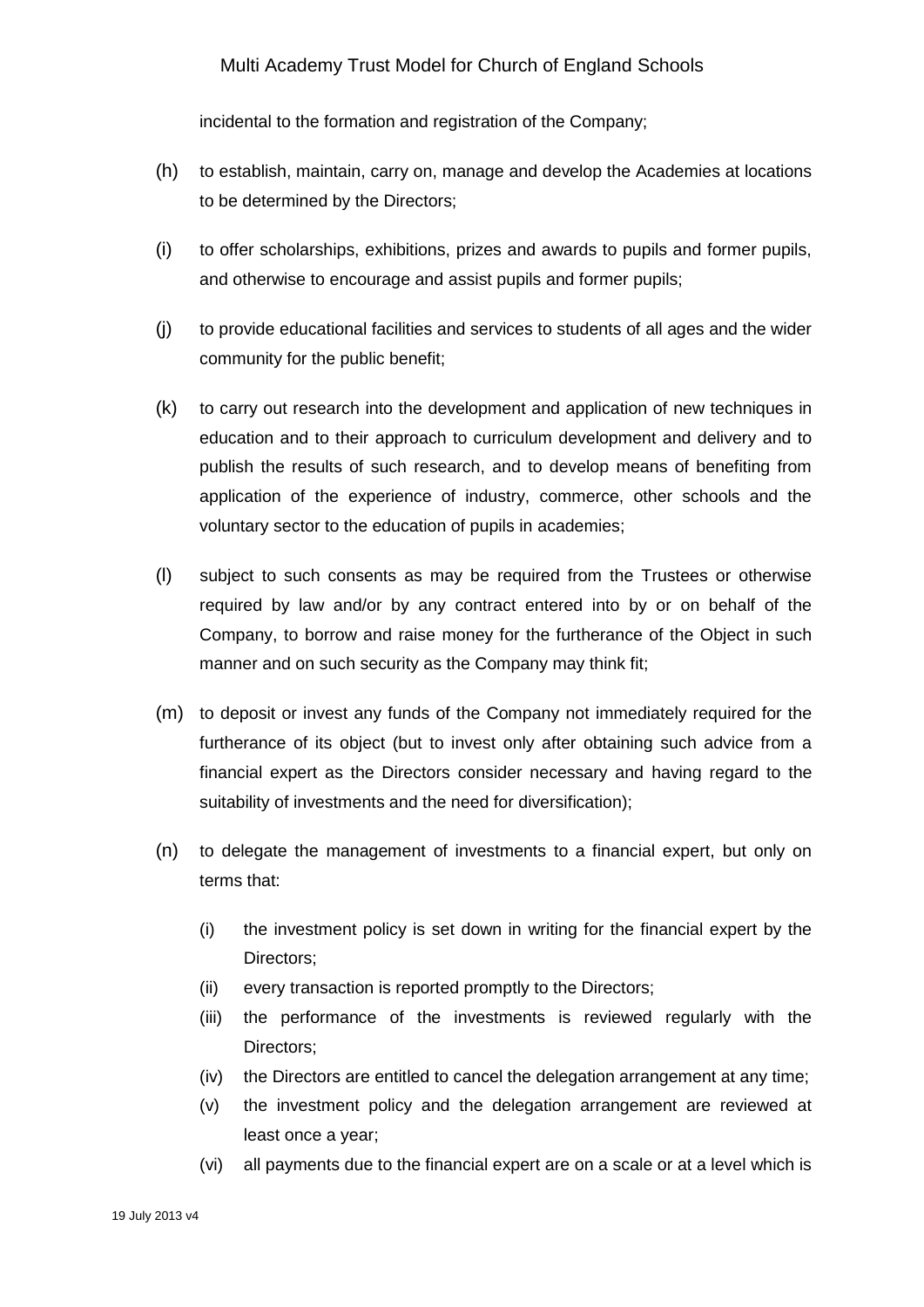incidental to the formation and registration of the Company;

(h) to establish, maintain, carry on, manage and develop the Academies at locations to be determined by the Directors;

(i) to offer scholarships, exhibitions, prizes and awards to pupils and former pupils, and otherwise to encourage and assist pupils and former pupils;

(j) to provide educational facilities and services to students of all ages and the wider community for the public benefit;

(k) to carry out research into the development and application of new techniques in education and to their approach to curriculum development and delivery and to publish the results of such research, and to develop means of benefiting from application of the experience of industry, commerce, other schools and the voluntary sector to the education of pupils in academies;

(l) subject to such consents as may be required from the Trustees or otherwise required by law and/or by any contract entered into by or on behalf of the Company, to borrow and raise money for the furtherance of the Object in such manner and on such security as the Company may think fit;

(m) to deposit or invest any funds of the Company not immediately required for the furtherance of its object (but to invest only after obtaining such advice from a financial expert as the Directors consider necessary and having regard to the suitability of investments and the need for diversification);

(n) to delegate the management of investments to a financial expert, but only on terms that:

   (i) the investment policy is set down in writing for the financial expert by the Directors;
   (ii) every transaction is reported promptly to the Directors;
   (iii) the performance of the investments is reviewed regularly with the Directors;
   (iv) the Directors are entitled to cancel the delegation arrangement at any time;
   (v) the investment policy and the delegation arrangement are reviewed at least once a year;
   (vi) all payments due to the financial expert are on a scale or at a level which is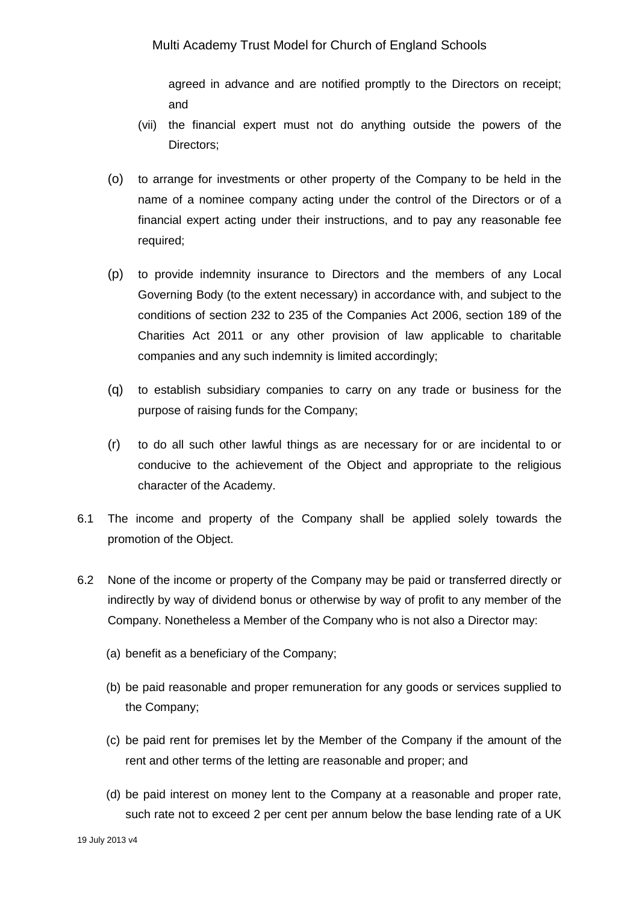agreed in advance and are notified promptly to the Directors on receipt; and

(vii) the financial expert must not do anything outside the powers of the Directors;

(o) to arrange for investments or other property of the Company to be held in the name of a nominee company acting under the control of the Directors or of a financial expert acting under their instructions, and to pay any reasonable fee required;

(p) to provide indemnity insurance to Directors and the members of any Local Governing Body (to the extent necessary) in accordance with, and subject to the conditions of section 232 to 235 of the Companies Act 2006, section 189 of the Charities Act 2011 or any other provision of law applicable to charitable companies and any such indemnity is limited accordingly;

(q) to establish subsidiary companies to carry on any trade or business for the purpose of raising funds for the Company;

(r) to do all such other lawful things as are necessary for or are incidental to or conducive to the achievement of the Object and appropriate to the religious character of the Academy.

6.1 The income and property of the Company shall be applied solely towards the promotion of the Object.

6.2 None of the income or property of the Company may be paid or transferred directly or indirectly by way of dividend bonus or otherwise by way of profit to any member of the Company. Nonetheless a Member of the Company who is not also a Director may:

(a) benefit as a beneficiary of the Company;

(b) be paid reasonable and proper remuneration for any goods or services supplied to the Company;

(c) be paid rent for premises let by the Member of the Company if the amount of the rent and other terms of the letting are reasonable and proper; and

(d) be paid interest on money lent to the Company at a reasonable and proper rate, such rate not to exceed 2 per cent per annum below the base lending rate of a UK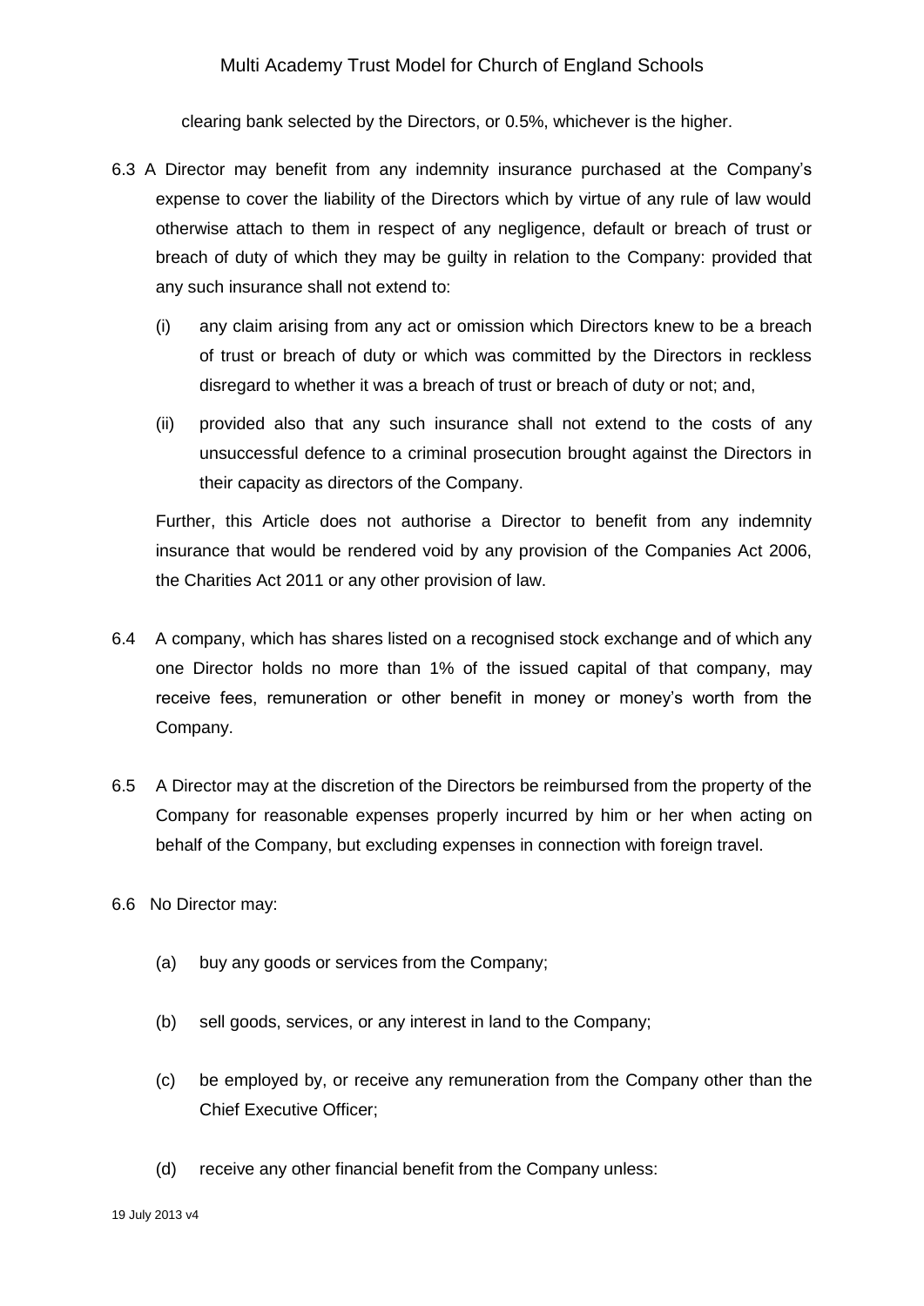clearing bank selected by the Directors, or 0.5%, whichever is the higher.

6.3 A Director may benefit from any indemnity insurance purchased at the Company's expense to cover the liability of the Directors which by virtue of any rule of law would otherwise attach to them in respect of any negligence, default or breach of trust or breach of duty of which they may be guilty in relation to the Company: provided that any such insurance shall not extend to:

(i) any claim arising from any act or omission which Directors knew to be a breach of trust or breach of duty or which was committed by the Directors in reckless disregard to whether it was a breach of trust or breach of duty or not; and,

(ii) provided also that any such insurance shall not extend to the costs of any unsuccessful defence to a criminal prosecution brought against the Directors in their capacity as directors of the Company.

Further, this Article does not authorise a Director to benefit from any indemnity insurance that would be rendered void by any provision of the Companies Act 2006, the Charities Act 2011 or any other provision of law.

6.4 A company, which has shares listed on a recognised stock exchange and of which any one Director holds no more than 1% of the issued capital of that company, may receive fees, remuneration or other benefit in money or money's worth from the Company.

6.5 A Director may at the discretion of the Directors be reimbursed from the property of the Company for reasonable expenses properly incurred by him or her when acting on behalf of the Company, but excluding expenses in connection with foreign travel.

6.6 No Director may:

(a) buy any goods or services from the Company;

(b) sell goods, services, or any interest in land to the Company;

(c) be employed by, or receive any remuneration from the Company other than the Chief Executive Officer;

(d) receive any other financial benefit from the Company unless: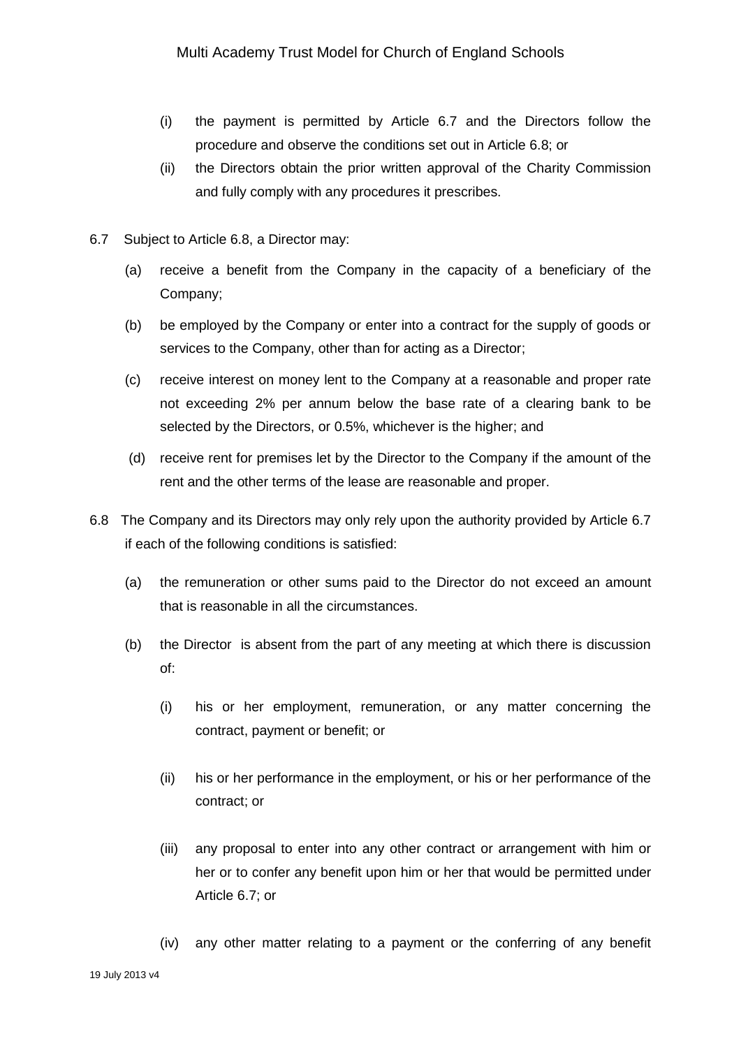(i) the payment is permitted by Article 6.7 and the Directors follow the procedure and observe the conditions set out in Article 6.8; or

(ii) the Directors obtain the prior written approval of the Charity Commission and fully comply with any procedures it prescribes.

6.7 Subject to Article 6.8, a Director may:

(a) receive a benefit from the Company in the capacity of a beneficiary of the Company;

(b) be employed by the Company or enter into a contract for the supply of goods or services to the Company, other than for acting as a Director;

(c) receive interest on money lent to the Company at a reasonable and proper rate not exceeding 2% per annum below the base rate of a clearing bank to be selected by the Directors, or 0.5%, whichever is the higher; and

(d) receive rent for premises let by the Director to the Company if the amount of the rent and the other terms of the lease are reasonable and proper.

6.8 The Company and its Directors may only rely upon the authority provided by Article 6.7 if each of the following conditions is satisfied:

(a) the remuneration or other sums paid to the Director do not exceed an amount that is reasonable in all the circumstances.

(b) the Director is absent from the part of any meeting at which there is discussion of:

(i) his or her employment, remuneration, or any matter concerning the contract, payment or benefit; or

(ii) his or her performance in the employment, or his or her performance of the contract; or

(iii) any proposal to enter into any other contract or arrangement with him or her or to confer any benefit upon him or her that would be permitted under Article 6.7; or

(iv) any other matter relating to a payment or the conferring of any benefit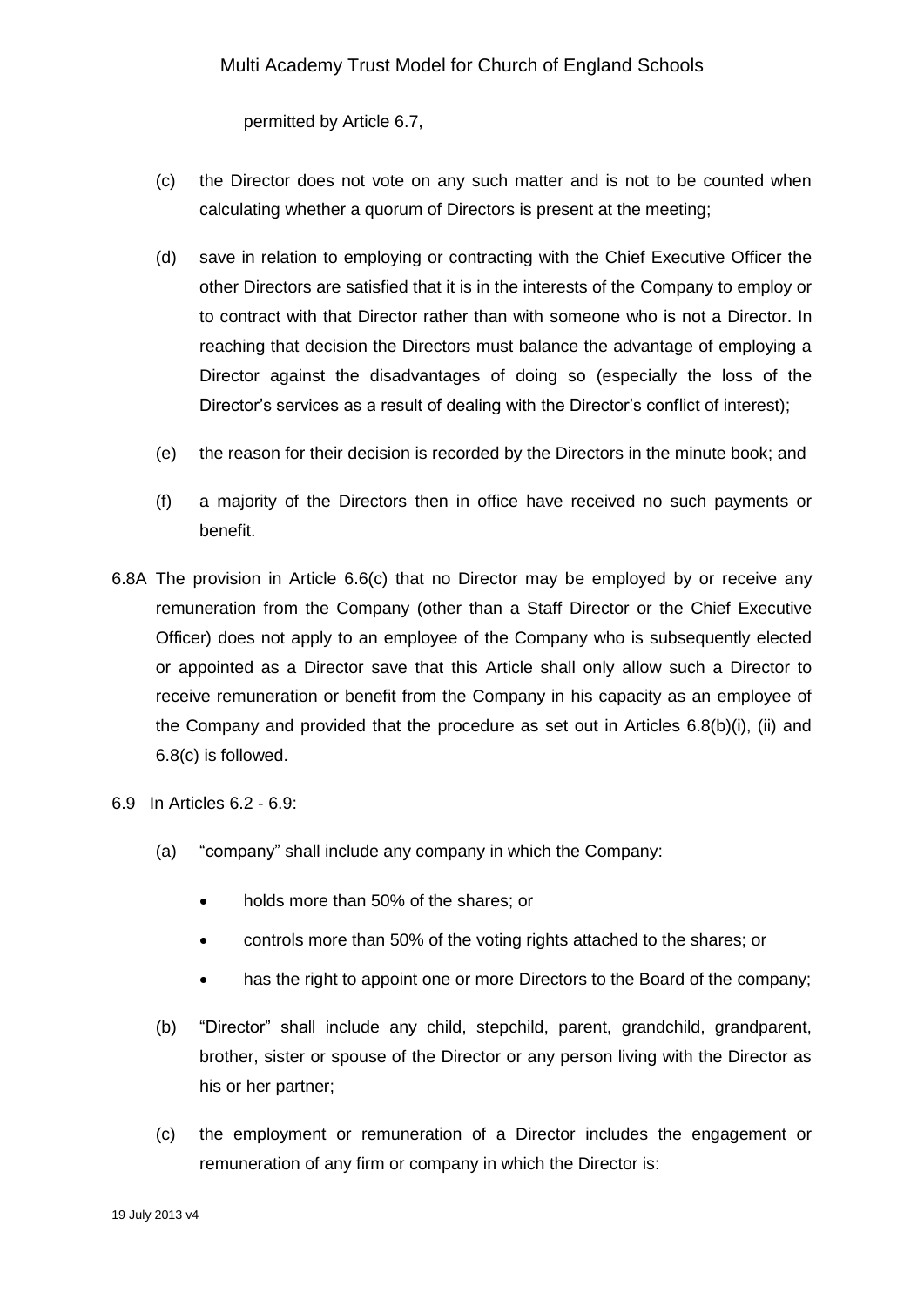permitted by Article 6.7,

(c) the Director does not vote on any such matter and is not to be counted when calculating whether a quorum of Directors is present at the meeting;

(d) save in relation to employing or contracting with the Chief Executive Officer the other Directors are satisfied that it is in the interests of the Company to employ or to contract with that Director rather than with someone who is not a Director. In reaching that decision the Directors must balance the advantage of employing a Director against the disadvantages of doing so (especially the loss of the Director's services as a result of dealing with the Director's conflict of interest);

(e) the reason for their decision is recorded by the Directors in the minute book; and

(f) a majority of the Directors then in office have received no such payments or benefit.

6.8A The provision in Article 6.6(c) that no Director may be employed by or receive any remuneration from the Company (other than a Staff Director or the Chief Executive Officer) does not apply to an employee of the Company who is subsequently elected or appointed as a Director save that this Article shall only allow such a Director to receive remuneration or benefit from the Company in his capacity as an employee of the Company and provided that the procedure as set out in Articles 6.8(b)(i), (ii) and 6.8(c) is followed.

6.9 In Articles 6.2 - 6.9:

(a) "company" shall include any company in which the Company:

- holds more than 50% of the shares; or
- controls more than 50% of the voting rights attached to the shares; or
- has the right to appoint one or more Directors to the Board of the company;

(b) "Director" shall include any child, stepchild, parent, grandchild, grandparent, brother, sister or spouse of the Director or any person living with the Director as his or her partner;

(c) the employment or remuneration of a Director includes the engagement or remuneration of any firm or company in which the Director is: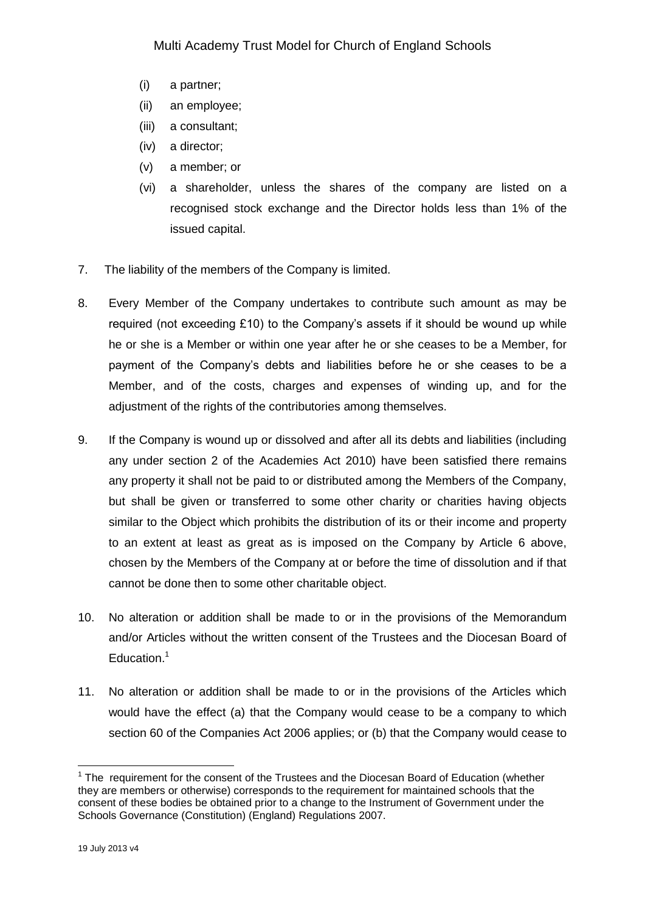- (i) a partner;
- (ii) an employee;
- (iii) a consultant;
- (iv) a director;
- (v) a member; or
- (vi) a shareholder, unless the shares of the company are listed on a recognised stock exchange and the Director holds less than 1% of the issued capital.

7. The liability of the members of the Company is limited.

8. Every Member of the Company undertakes to contribute such amount as may be required (not exceeding £10) to the Company's assets if it should be wound up while he or she is a Member or within one year after he or she ceases to be a Member, for payment of the Company's debts and liabilities before he or she ceases to be a Member, and of the costs, charges and expenses of winding up, and for the adjustment of the rights of the contributories among themselves.

9. If the Company is wound up or dissolved and after all its debts and liabilities (including any under section 2 of the Academies Act 2010) have been satisfied there remains any property it shall not be paid to or distributed among the Members of the Company, but shall be given or transferred to some other charity or charities having objects similar to the Object which prohibits the distribution of its or their income and property to an extent at least as great as is imposed on the Company by Article 6 above, chosen by the Members of the Company at or before the time of dissolution and if that cannot be done then to some other charitable object.

10. No alteration or addition shall be made to or in the provisions of the Memorandum and/or Articles without the written consent of the Trustees and the Diocesan Board of Education.[1]

11. No alteration or addition shall be made to or in the provisions of the Articles which would have the effect (a) that the Company would cease to be a company to which section 60 of the Companies Act 2006 applies; or (b) that the Company would cease to

---

[1] The requirement for the consent of the Trustees and the Diocesan Board of Education (whether they are members or otherwise) corresponds to the requirement for maintained schools that the consent of these bodies be obtained prior to a change to the Instrument of Government under the Schools Governance (Constitution) (England) Regulations 2007.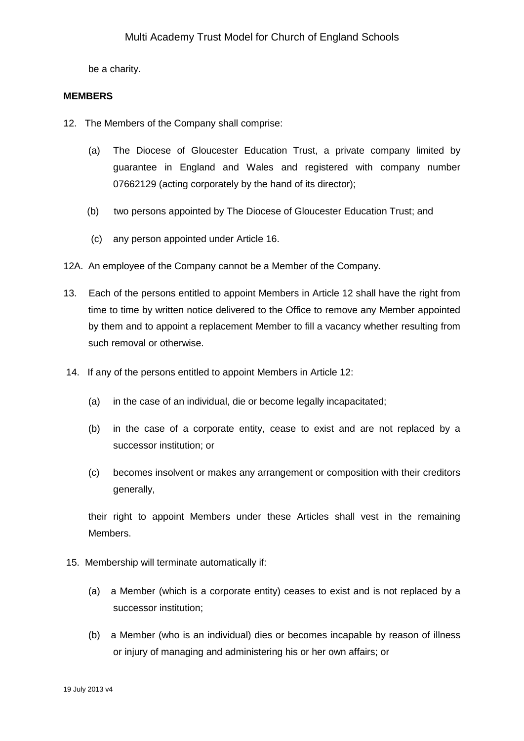be a charity.

**MEMBERS**

12. The Members of the Company shall comprise:

    (a) The Diocese of Gloucester Education Trust, a private company limited by guarantee in England and Wales and registered with company number 07662129 (acting corporately by the hand of its director);

    (b) two persons appointed by The Diocese of Gloucester Education Trust; and

    (c) any person appointed under Article 16.

12A. An employee of the Company cannot be a Member of the Company.

13. Each of the persons entitled to appoint Members in Article 12 shall have the right from time to time by written notice delivered to the Office to remove any Member appointed by them and to appoint a replacement Member to fill a vacancy whether resulting from such removal or otherwise.

14. If any of the persons entitled to appoint Members in Article 12:

    (a) in the case of an individual, die or become legally incapacitated;

    (b) in the case of a corporate entity, cease to exist and are not replaced by a successor institution; or

    (c) becomes insolvent or makes any arrangement or composition with their creditors generally,

    their right to appoint Members under these Articles shall vest in the remaining Members.

15. Membership will terminate automatically if:

    (a) a Member (which is a corporate entity) ceases to exist and is not replaced by a successor institution;

    (b) a Member (who is an individual) dies or becomes incapable by reason of illness or injury of managing and administering his or her own affairs; or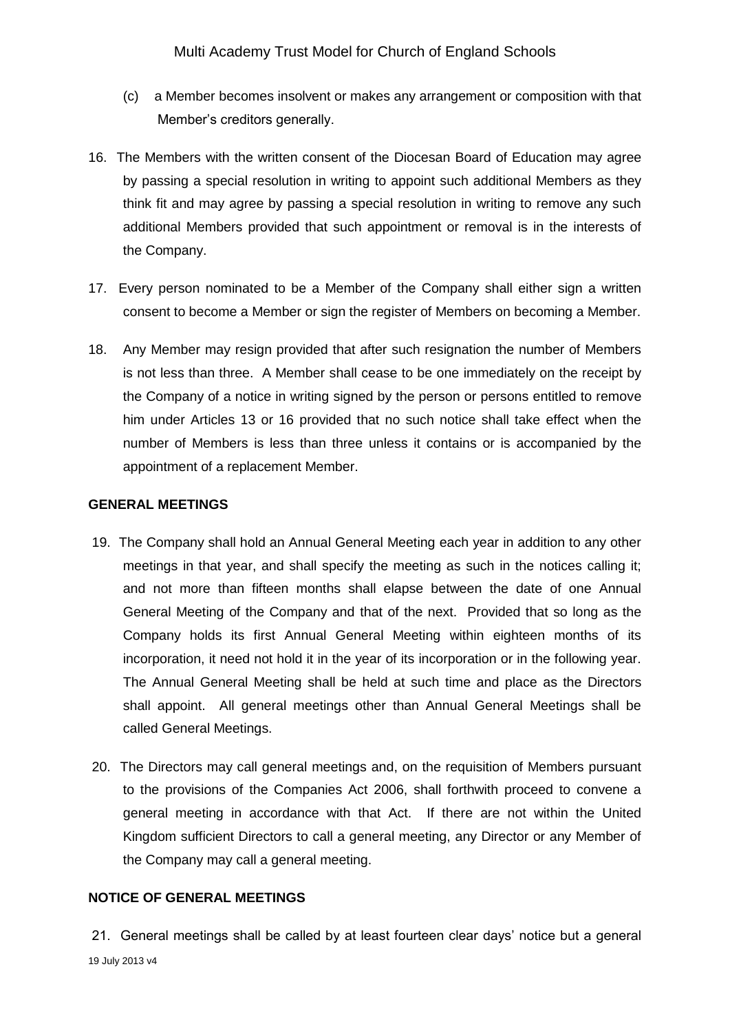(c) a Member becomes insolvent or makes any arrangement or composition with that Member's creditors generally.

16. The Members with the written consent of the Diocesan Board of Education may agree by passing a special resolution in writing to appoint such additional Members as they think fit and may agree by passing a special resolution in writing to remove any such additional Members provided that such appointment or removal is in the interests of the Company.

17. Every person nominated to be a Member of the Company shall either sign a written consent to become a Member or sign the register of Members on becoming a Member.

18. Any Member may resign provided that after such resignation the number of Members is not less than three. A Member shall cease to be one immediately on the receipt by the Company of a notice in writing signed by the person or persons entitled to remove him under Articles 13 or 16 provided that no such notice shall take effect when the number of Members is less than three unless it contains or is accompanied by the appointment of a replacement Member.

**GENERAL MEETINGS**

19. The Company shall hold an Annual General Meeting each year in addition to any other meetings in that year, and shall specify the meeting as such in the notices calling it; and not more than fifteen months shall elapse between the date of one Annual General Meeting of the Company and that of the next. Provided that so long as the Company holds its first Annual General Meeting within eighteen months of its incorporation, it need not hold it in the year of its incorporation or in the following year. The Annual General Meeting shall be held at such time and place as the Directors shall appoint. All general meetings other than Annual General Meetings shall be called General Meetings.

20. The Directors may call general meetings and, on the requisition of Members pursuant to the provisions of the Companies Act 2006, shall forthwith proceed to convene a general meeting in accordance with that Act. If there are not within the United Kingdom sufficient Directors to call a general meeting, any Director or any Member of the Company may call a general meeting.

**NOTICE OF GENERAL MEETINGS**

21. General meetings shall be called by at least fourteen clear days' notice but a general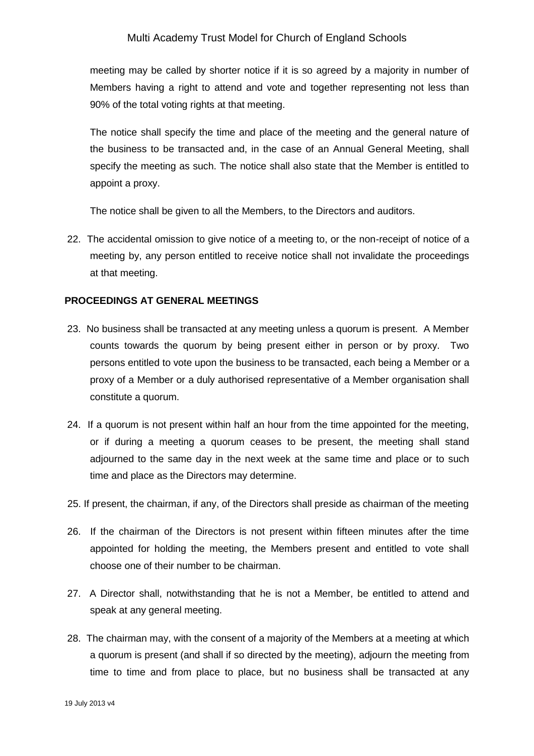meeting may be called by shorter notice if it is so agreed by a majority in number of Members having a right to attend and vote and together representing not less than 90% of the total voting rights at that meeting.

The notice shall specify the time and place of the meeting and the general nature of the business to be transacted and, in the case of an Annual General Meeting, shall specify the meeting as such. The notice shall also state that the Member is entitled to appoint a proxy.

The notice shall be given to all the Members, to the Directors and auditors.

22. The accidental omission to give notice of a meeting to, or the non-receipt of notice of a meeting by, any person entitled to receive notice shall not invalidate the proceedings at that meeting.

**PROCEEDINGS AT GENERAL MEETINGS**

23. No business shall be transacted at any meeting unless a quorum is present. A Member counts towards the quorum by being present either in person or by proxy. Two persons entitled to vote upon the business to be transacted, each being a Member or a proxy of a Member or a duly authorised representative of a Member organisation shall constitute a quorum.

24. If a quorum is not present within half an hour from the time appointed for the meeting, or if during a meeting a quorum ceases to be present, the meeting shall stand adjourned to the same day in the next week at the same time and place or to such time and place as the Directors may determine.

25. If present, the chairman, if any, of the Directors shall preside as chairman of the meeting

26. If the chairman of the Directors is not present within fifteen minutes after the time appointed for holding the meeting, the Members present and entitled to vote shall choose one of their number to be chairman.

27. A Director shall, notwithstanding that he is not a Member, be entitled to attend and speak at any general meeting.

28. The chairman may, with the consent of a majority of the Members at a meeting at which a quorum is present (and shall if so directed by the meeting), adjourn the meeting from time to time and from place to place, but no business shall be transacted at any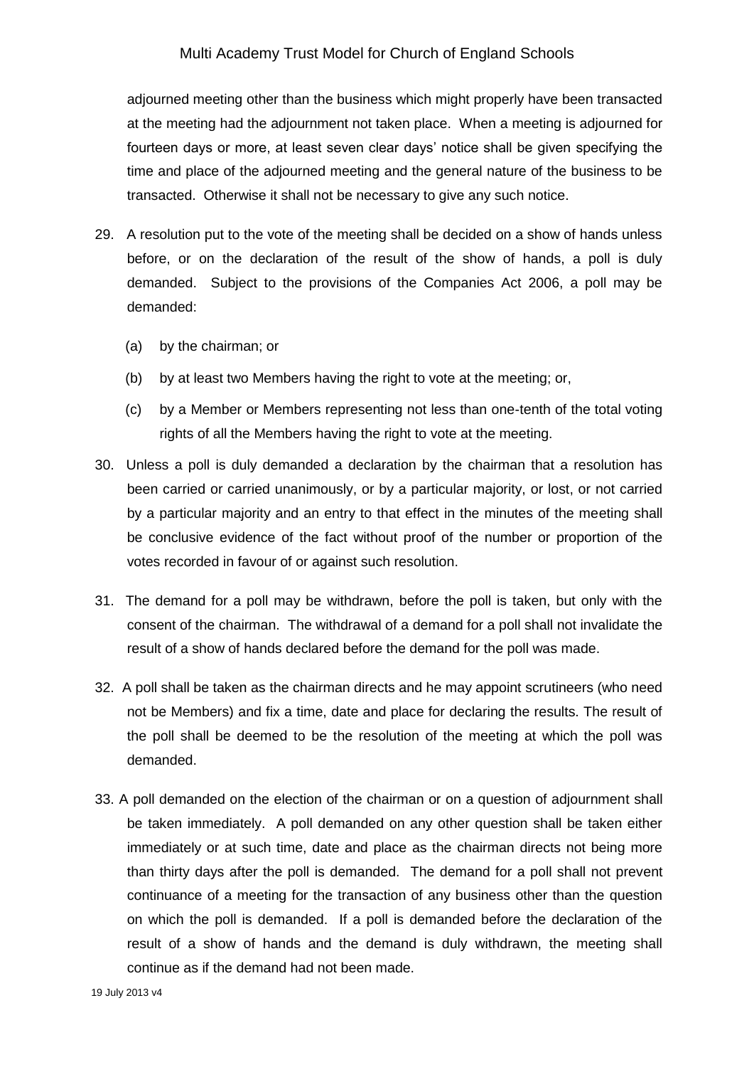adjourned meeting other than the business which might properly have been transacted at the meeting had the adjournment not taken place. When a meeting is adjourned for fourteen days or more, at least seven clear days' notice shall be given specifying the time and place of the adjourned meeting and the general nature of the business to be transacted. Otherwise it shall not be necessary to give any such notice.

29. A resolution put to the vote of the meeting shall be decided on a show of hands unless before, or on the declaration of the result of the show of hands, a poll is duly demanded. Subject to the provisions of the Companies Act 2006, a poll may be demanded:

    (a) by the chairman; or

    (b) by at least two Members having the right to vote at the meeting; or,

    (c) by a Member or Members representing not less than one-tenth of the total voting rights of all the Members having the right to vote at the meeting.

30. Unless a poll is duly demanded a declaration by the chairman that a resolution has been carried or carried unanimously, or by a particular majority, or lost, or not carried by a particular majority and an entry to that effect in the minutes of the meeting shall be conclusive evidence of the fact without proof of the number or proportion of the votes recorded in favour of or against such resolution.

31. The demand for a poll may be withdrawn, before the poll is taken, but only with the consent of the chairman. The withdrawal of a demand for a poll shall not invalidate the result of a show of hands declared before the demand for the poll was made.

32. A poll shall be taken as the chairman directs and he may appoint scrutineers (who need not be Members) and fix a time, date and place for declaring the results. The result of the poll shall be deemed to be the resolution of the meeting at which the poll was demanded.

33. A poll demanded on the election of the chairman or on a question of adjournment shall be taken immediately. A poll demanded on any other question shall be taken either immediately or at such time, date and place as the chairman directs not being more than thirty days after the poll is demanded. The demand for a poll shall not prevent continuance of a meeting for the transaction of any business other than the question on which the poll is demanded. If a poll is demanded before the declaration of the result of a show of hands and the demand is duly withdrawn, the meeting shall continue as if the demand had not been made.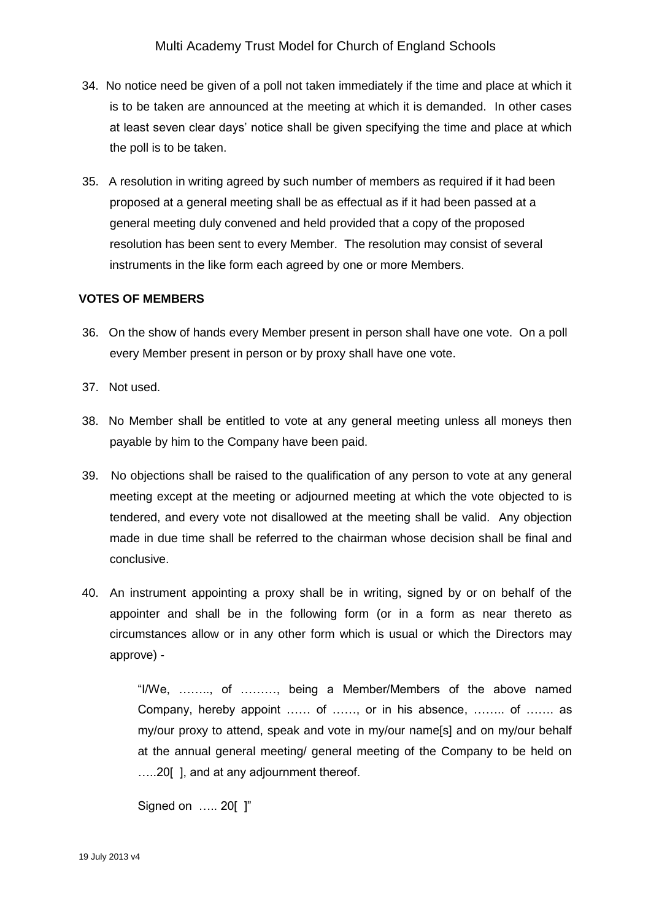34. No notice need be given of a poll not taken immediately if the time and place at which it is to be taken are announced at the meeting at which it is demanded. In other cases at least seven clear days' notice shall be given specifying the time and place at which the poll is to be taken.

35. A resolution in writing agreed by such number of members as required if it had been proposed at a general meeting shall be as effectual as if it had been passed at a general meeting duly convened and held provided that a copy of the proposed resolution has been sent to every Member. The resolution may consist of several instruments in the like form each agreed by one or more Members.

**VOTES OF MEMBERS**

36. On the show of hands every Member present in person shall have one vote. On a poll every Member present in person or by proxy shall have one vote.

37. Not used.

38. No Member shall be entitled to vote at any general meeting unless all moneys then payable by him to the Company have been paid.

39. No objections shall be raised to the qualification of any person to vote at any general meeting except at the meeting or adjourned meeting at which the vote objected to is tendered, and every vote not disallowed at the meeting shall be valid. Any objection made in due time shall be referred to the chairman whose decision shall be final and conclusive.

40. An instrument appointing a proxy shall be in writing, signed by or on behalf of the appointer and shall be in the following form (or in a form as near thereto as circumstances allow or in any other form which is usual or which the Directors may approve) -

> "I/We, …….., of ………, being a Member/Members of the above named Company, hereby appoint …… of ……, or in his absence, …….. of ……. as my/our proxy to attend, speak and vote in my/our name[s] and on my/our behalf at the annual general meeting/ general meeting of the Company to be held on …..20[ ], and at any adjournment thereof.
>
> Signed on ….. 20[ ]"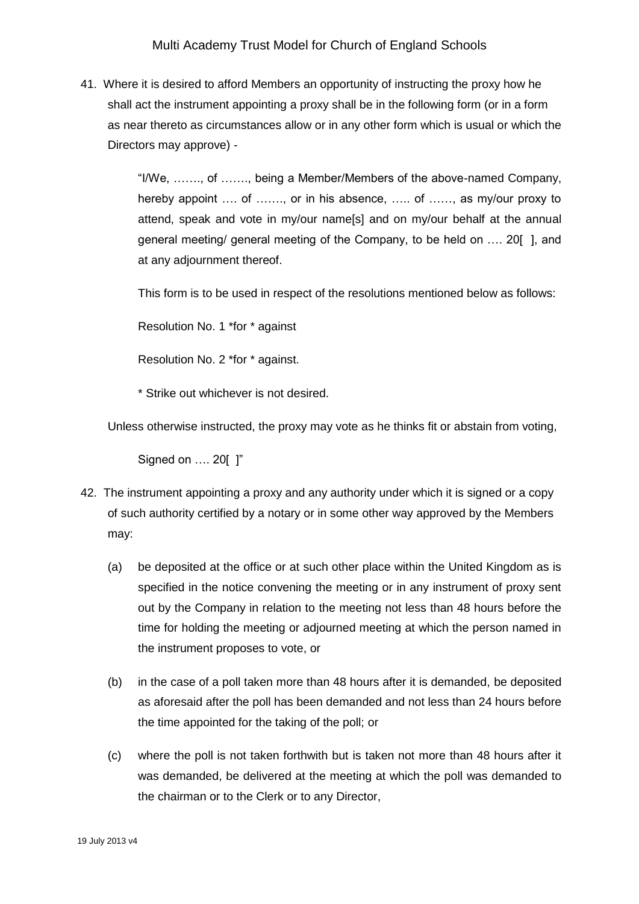41. Where it is desired to afford Members an opportunity of instructing the proxy how he shall act the instrument appointing a proxy shall be in the following form (or in a form as near thereto as circumstances allow or in any other form which is usual or which the Directors may approve) -

    "I/We, ……., of ……., being a Member/Members of the above-named Company, hereby appoint …. of ……., or in his absence, ….. of ……, as my/our proxy to attend, speak and vote in my/our name[s] and on my/our behalf at the annual general meeting/ general meeting of the Company, to be held on …. 20[ ], and at any adjournment thereof.

    This form is to be used in respect of the resolutions mentioned below as follows:

    Resolution No. 1 *for * against

    Resolution No. 2 *for * against.

    * Strike out whichever is not desired.

    Unless otherwise instructed, the proxy may vote as he thinks fit or abstain from voting,

    Signed on …. 20[ ]"

42. The instrument appointing a proxy and any authority under which it is signed or a copy of such authority certified by a notary or in some other way approved by the Members may:

    (a) be deposited at the office or at such other place within the United Kingdom as is specified in the notice convening the meeting or in any instrument of proxy sent out by the Company in relation to the meeting not less than 48 hours before the time for holding the meeting or adjourned meeting at which the person named in the instrument proposes to vote, or

    (b) in the case of a poll taken more than 48 hours after it is demanded, be deposited as aforesaid after the poll has been demanded and not less than 24 hours before the time appointed for the taking of the poll; or

    (c) where the poll is not taken forthwith but is taken not more than 48 hours after it was demanded, be delivered at the meeting at which the poll was demanded to the chairman or to the Clerk or to any Director,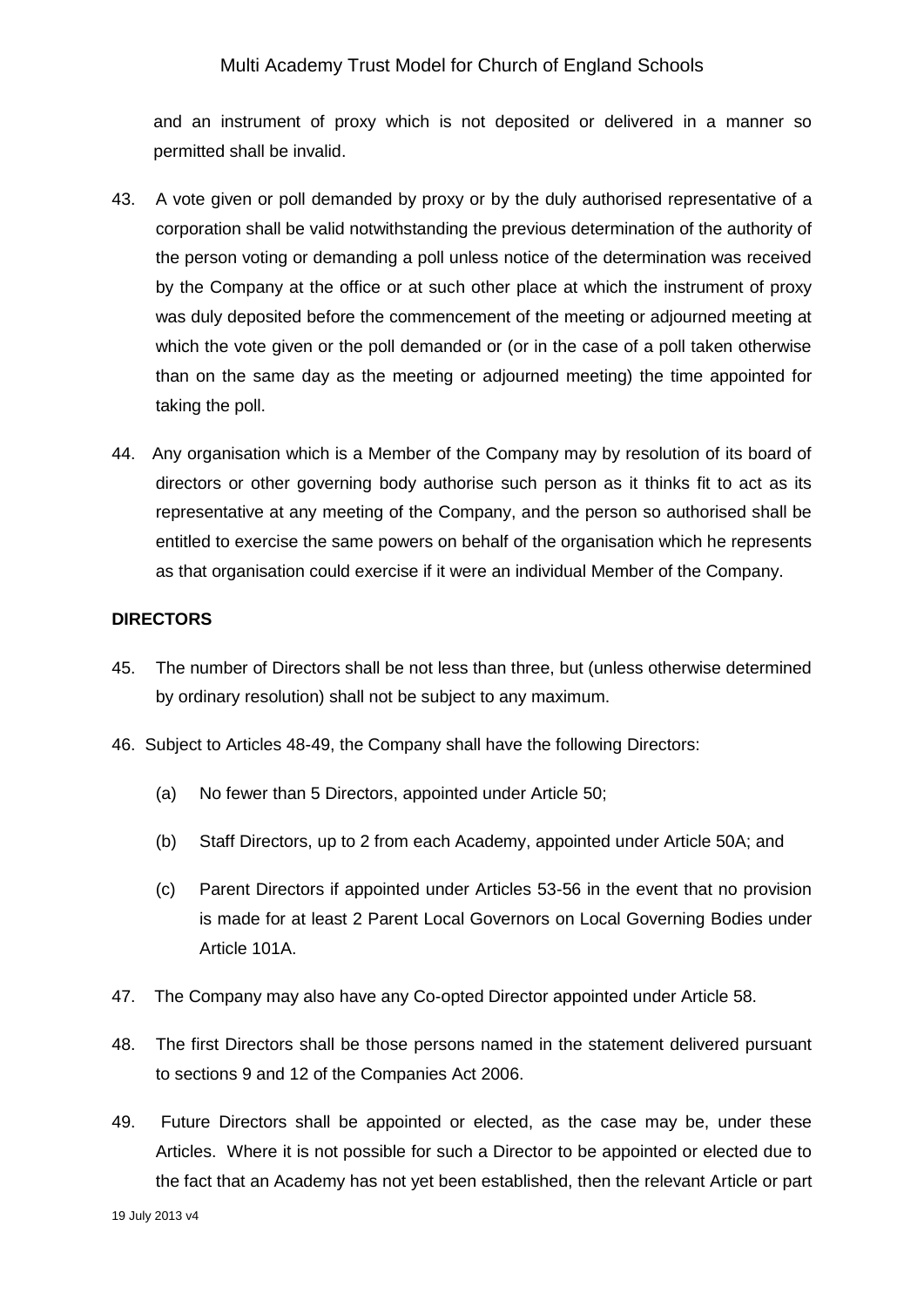and an instrument of proxy which is not deposited or delivered in a manner so permitted shall be invalid.

43. A vote given or poll demanded by proxy or by the duly authorised representative of a corporation shall be valid notwithstanding the previous determination of the authority of the person voting or demanding a poll unless notice of the determination was received by the Company at the office or at such other place at which the instrument of proxy was duly deposited before the commencement of the meeting or adjourned meeting at which the vote given or the poll demanded or (or in the case of a poll taken otherwise than on the same day as the meeting or adjourned meeting) the time appointed for taking the poll.

44. Any organisation which is a Member of the Company may by resolution of its board of directors or other governing body authorise such person as it thinks fit to act as its representative at any meeting of the Company, and the person so authorised shall be entitled to exercise the same powers on behalf of the organisation which he represents as that organisation could exercise if it were an individual Member of the Company.

**DIRECTORS**

45. The number of Directors shall be not less than three, but (unless otherwise determined by ordinary resolution) shall not be subject to any maximum.

46. Subject to Articles 48-49, the Company shall have the following Directors:

(a) No fewer than 5 Directors, appointed under Article 50;

(b) Staff Directors, up to 2 from each Academy, appointed under Article 50A; and

(c) Parent Directors if appointed under Articles 53-56 in the event that no provision is made for at least 2 Parent Local Governors on Local Governing Bodies under Article 101A.

47. The Company may also have any Co-opted Director appointed under Article 58.

48. The first Directors shall be those persons named in the statement delivered pursuant to sections 9 and 12 of the Companies Act 2006.

49. Future Directors shall be appointed or elected, as the case may be, under these Articles. Where it is not possible for such a Director to be appointed or elected due to the fact that an Academy has not yet been established, then the relevant Article or part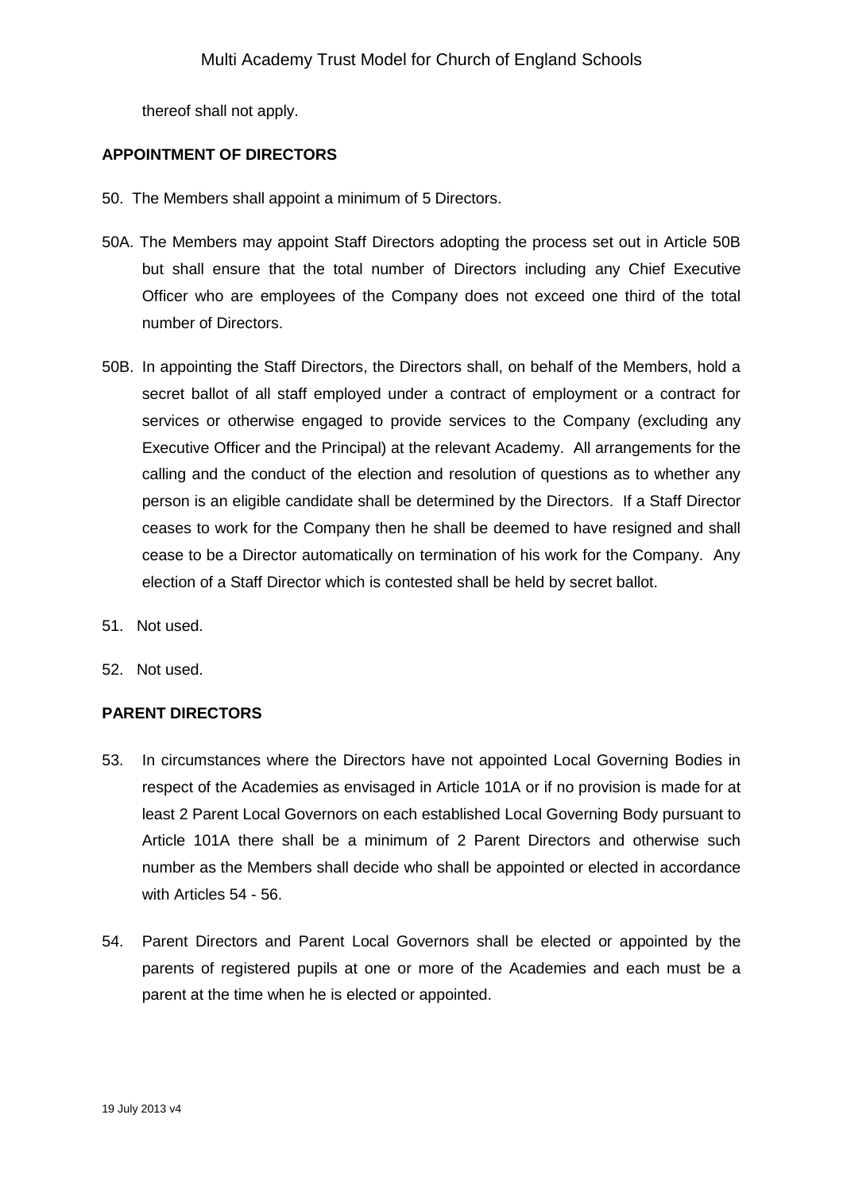thereof shall not apply.

**APPOINTMENT OF DIRECTORS**

50. The Members shall appoint a minimum of 5 Directors.

50A. The Members may appoint Staff Directors adopting the process set out in Article 50B but shall ensure that the total number of Directors including any Chief Executive Officer who are employees of the Company does not exceed one third of the total number of Directors.

50B. In appointing the Staff Directors, the Directors shall, on behalf of the Members, hold a secret ballot of all staff employed under a contract of employment or a contract for services or otherwise engaged to provide services to the Company (excluding any Executive Officer and the Principal) at the relevant Academy. All arrangements for the calling and the conduct of the election and resolution of questions as to whether any person is an eligible candidate shall be determined by the Directors. If a Staff Director ceases to work for the Company then he shall be deemed to have resigned and shall cease to be a Director automatically on termination of his work for the Company. Any election of a Staff Director which is contested shall be held by secret ballot.

51. Not used.

52. Not used.

**PARENT DIRECTORS**

53. In circumstances where the Directors have not appointed Local Governing Bodies in respect of the Academies as envisaged in Article 101A or if no provision is made for at least 2 Parent Local Governors on each established Local Governing Body pursuant to Article 101A there shall be a minimum of 2 Parent Directors and otherwise such number as the Members shall decide who shall be appointed or elected in accordance with Articles 54 - 56.

54. Parent Directors and Parent Local Governors shall be elected or appointed by the parents of registered pupils at one or more of the Academies and each must be a parent at the time when he is elected or appointed.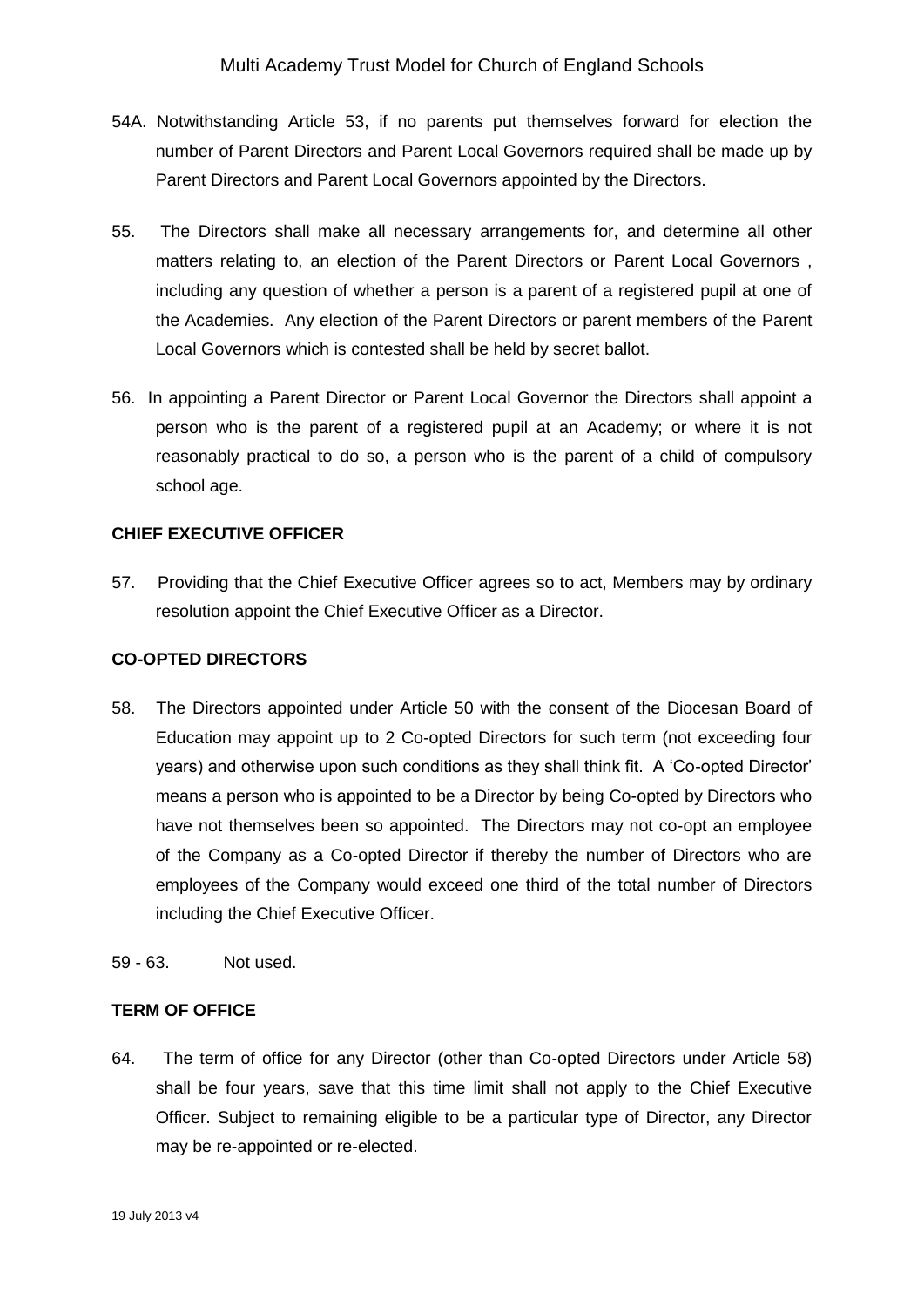54A. Notwithstanding Article 53, if no parents put themselves forward for election the number of Parent Directors and Parent Local Governors required shall be made up by Parent Directors and Parent Local Governors appointed by the Directors.

55. The Directors shall make all necessary arrangements for, and determine all other matters relating to, an election of the Parent Directors or Parent Local Governors , including any question of whether a person is a parent of a registered pupil at one of the Academies. Any election of the Parent Directors or parent members of the Parent Local Governors which is contested shall be held by secret ballot.

56. In appointing a Parent Director or Parent Local Governor the Directors shall appoint a person who is the parent of a registered pupil at an Academy; or where it is not reasonably practical to do so, a person who is the parent of a child of compulsory school age.

**CHIEF EXECUTIVE OFFICER**

57. Providing that the Chief Executive Officer agrees so to act, Members may by ordinary resolution appoint the Chief Executive Officer as a Director.

**CO-OPTED DIRECTORS**

58. The Directors appointed under Article 50 with the consent of the Diocesan Board of Education may appoint up to 2 Co-opted Directors for such term (not exceeding four years) and otherwise upon such conditions as they shall think fit. A 'Co-opted Director' means a person who is appointed to be a Director by being Co-opted by Directors who have not themselves been so appointed. The Directors may not co-opt an employee of the Company as a Co-opted Director if thereby the number of Directors who are employees of the Company would exceed one third of the total number of Directors including the Chief Executive Officer.

59 - 63. Not used.

**TERM OF OFFICE**

64. The term of office for any Director (other than Co-opted Directors under Article 58) shall be four years, save that this time limit shall not apply to the Chief Executive Officer. Subject to remaining eligible to be a particular type of Director, any Director may be re-appointed or re-elected.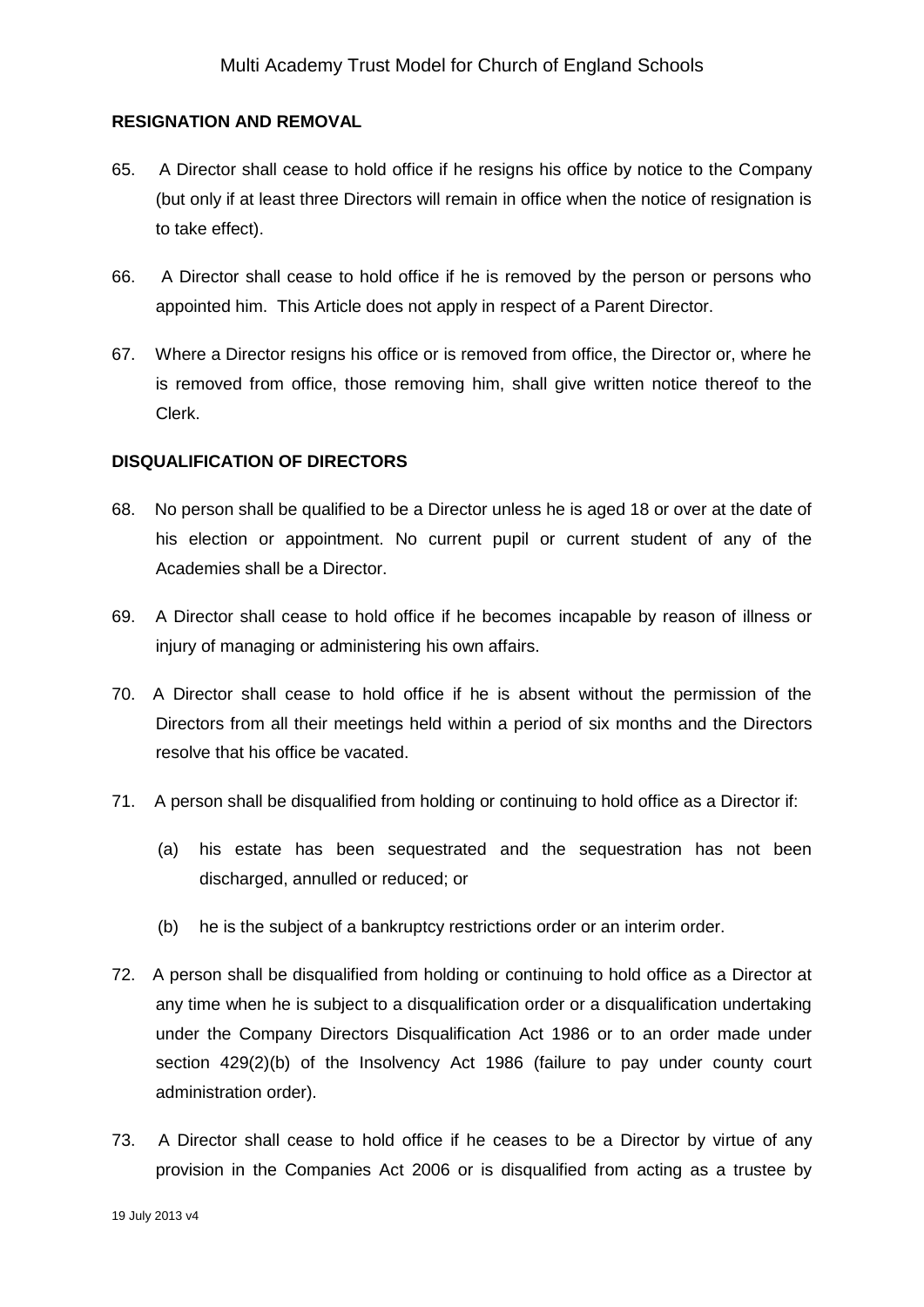## RESIGNATION AND REMOVAL

65. A Director shall cease to hold office if he resigns his office by notice to the Company (but only if at least three Directors will remain in office when the notice of resignation is to take effect).

66. A Director shall cease to hold office if he is removed by the person or persons who appointed him. This Article does not apply in respect of a Parent Director.

67. Where a Director resigns his office or is removed from office, the Director or, where he is removed from office, those removing him, shall give written notice thereof to the Clerk.

## DISQUALIFICATION OF DIRECTORS

68. No person shall be qualified to be a Director unless he is aged 18 or over at the date of his election or appointment. No current pupil or current student of any of the Academies shall be a Director.

69. A Director shall cease to hold office if he becomes incapable by reason of illness or injury of managing or administering his own affairs.

70. A Director shall cease to hold office if he is absent without the permission of the Directors from all their meetings held within a period of six months and the Directors resolve that his office be vacated.

71. A person shall be disqualified from holding or continuing to hold office as a Director if:

    (a) his estate has been sequestrated and the sequestration has not been discharged, annulled or reduced; or

    (b) he is the subject of a bankruptcy restrictions order or an interim order.

72. A person shall be disqualified from holding or continuing to hold office as a Director at any time when he is subject to a disqualification order or a disqualification undertaking under the Company Directors Disqualification Act 1986 or to an order made under section 429(2)(b) of the Insolvency Act 1986 (failure to pay under county court administration order).

73. A Director shall cease to hold office if he ceases to be a Director by virtue of any provision in the Companies Act 2006 or is disqualified from acting as a trustee by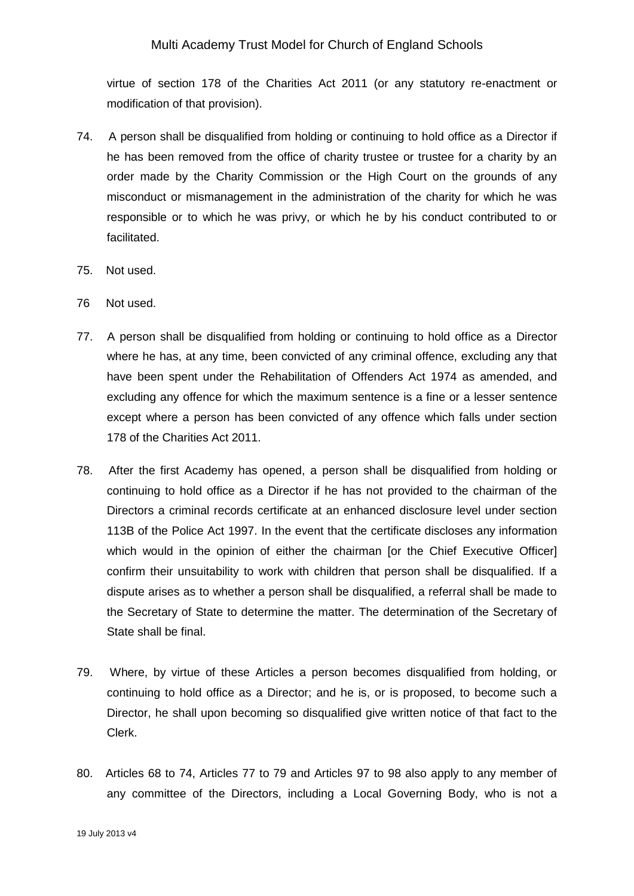virtue of section 178 of the Charities Act 2011 (or any statutory re-enactment or modification of that provision).

74. A person shall be disqualified from holding or continuing to hold office as a Director if he has been removed from the office of charity trustee or trustee for a charity by an order made by the Charity Commission or the High Court on the grounds of any misconduct or mismanagement in the administration of the charity for which he was responsible or to which he was privy, or which he by his conduct contributed to or facilitated.

75. Not used.

76 Not used.

77. A person shall be disqualified from holding or continuing to hold office as a Director where he has, at any time, been convicted of any criminal offence, excluding any that have been spent under the Rehabilitation of Offenders Act 1974 as amended, and excluding any offence for which the maximum sentence is a fine or a lesser sentence except where a person has been convicted of any offence which falls under section 178 of the Charities Act 2011.

78. After the first Academy has opened, a person shall be disqualified from holding or continuing to hold office as a Director if he has not provided to the chairman of the Directors a criminal records certificate at an enhanced disclosure level under section 113B of the Police Act 1997. In the event that the certificate discloses any information which would in the opinion of either the chairman [or the Chief Executive Officer] confirm their unsuitability to work with children that person shall be disqualified. If a dispute arises as to whether a person shall be disqualified, a referral shall be made to the Secretary of State to determine the matter. The determination of the Secretary of State shall be final.

79. Where, by virtue of these Articles a person becomes disqualified from holding, or continuing to hold office as a Director; and he is, or is proposed, to become such a Director, he shall upon becoming so disqualified give written notice of that fact to the Clerk.

80. Articles 68 to 74, Articles 77 to 79 and Articles 97 to 98 also apply to any member of any committee of the Directors, including a Local Governing Body, who is not a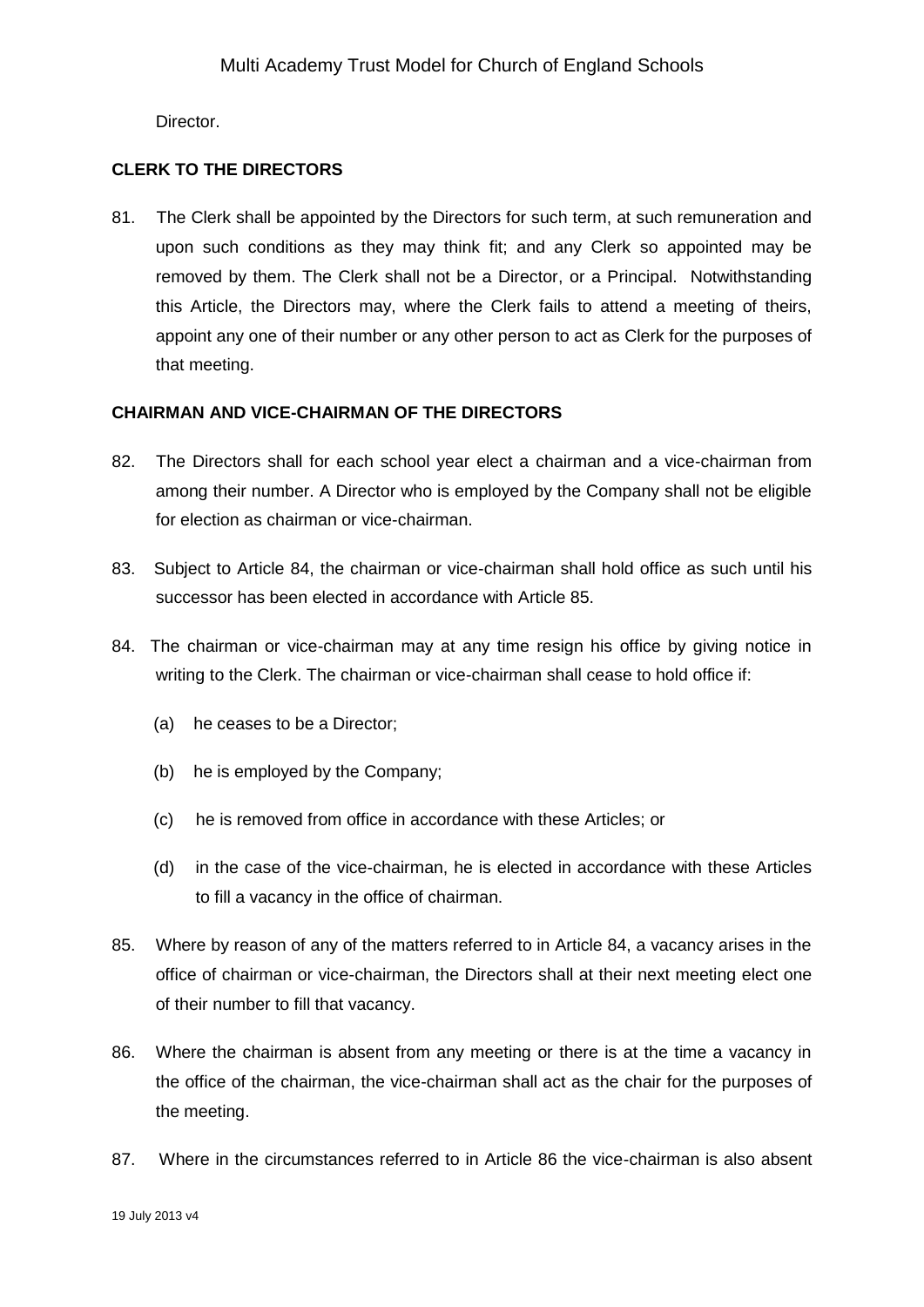Director.

**CLERK TO THE DIRECTORS**

81. The Clerk shall be appointed by the Directors for such term, at such remuneration and upon such conditions as they may think fit; and any Clerk so appointed may be removed by them. The Clerk shall not be a Director, or a Principal. Notwithstanding this Article, the Directors may, where the Clerk fails to attend a meeting of theirs, appoint any one of their number or any other person to act as Clerk for the purposes of that meeting.

**CHAIRMAN AND VICE-CHAIRMAN OF THE DIRECTORS**

82. The Directors shall for each school year elect a chairman and a vice-chairman from among their number. A Director who is employed by the Company shall not be eligible for election as chairman or vice-chairman.

83. Subject to Article 84, the chairman or vice-chairman shall hold office as such until his successor has been elected in accordance with Article 85.

84. The chairman or vice-chairman may at any time resign his office by giving notice in writing to the Clerk. The chairman or vice-chairman shall cease to hold office if:

   (a) he ceases to be a Director;

   (b) he is employed by the Company;

   (c) he is removed from office in accordance with these Articles; or

   (d) in the case of the vice-chairman, he is elected in accordance with these Articles to fill a vacancy in the office of chairman.

85. Where by reason of any of the matters referred to in Article 84, a vacancy arises in the office of chairman or vice-chairman, the Directors shall at their next meeting elect one of their number to fill that vacancy.

86. Where the chairman is absent from any meeting or there is at the time a vacancy in the office of the chairman, the vice-chairman shall act as the chair for the purposes of the meeting.

87. Where in the circumstances referred to in Article 86 the vice-chairman is also absent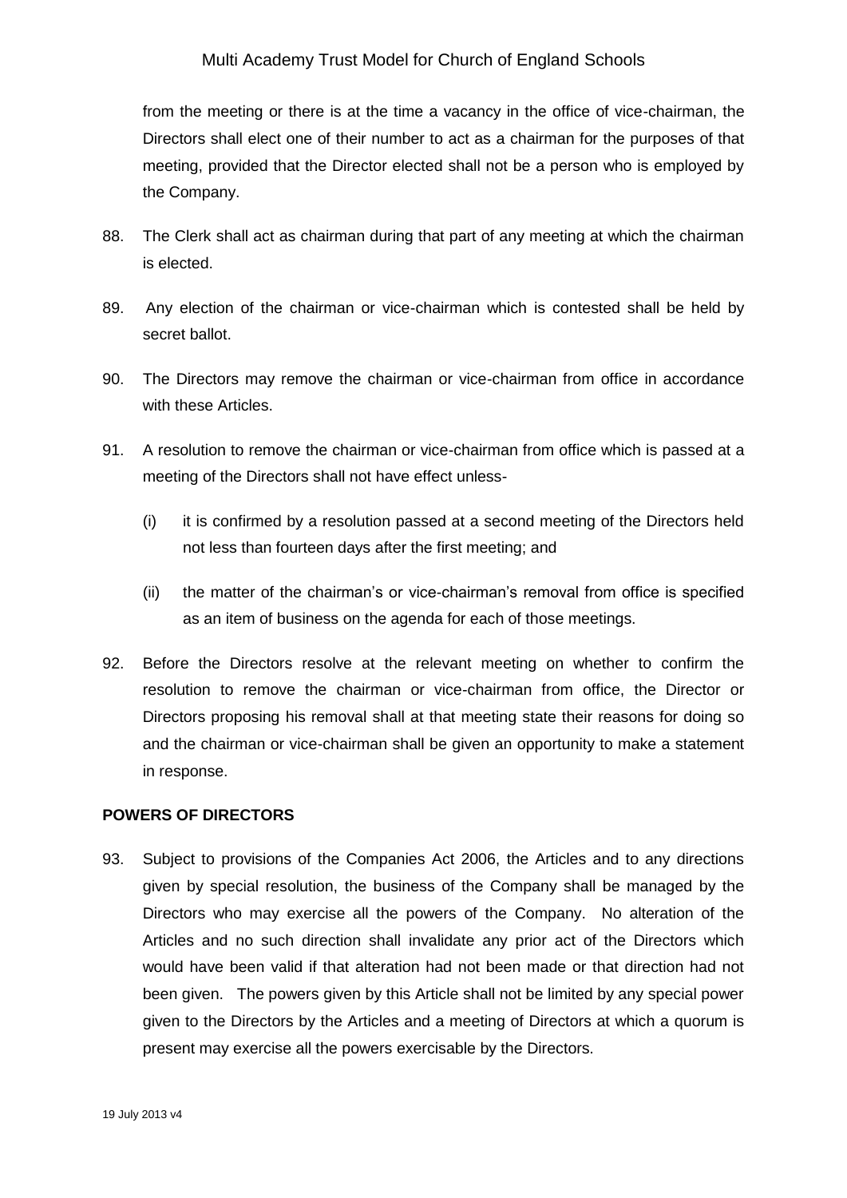from the meeting or there is at the time a vacancy in the office of vice-chairman, the Directors shall elect one of their number to act as a chairman for the purposes of that meeting, provided that the Director elected shall not be a person who is employed by the Company.

88. The Clerk shall act as chairman during that part of any meeting at which the chairman is elected.

89. Any election of the chairman or vice-chairman which is contested shall be held by secret ballot.

90. The Directors may remove the chairman or vice-chairman from office in accordance with these Articles.

91. A resolution to remove the chairman or vice-chairman from office which is passed at a meeting of the Directors shall not have effect unless-

    (i) it is confirmed by a resolution passed at a second meeting of the Directors held not less than fourteen days after the first meeting; and

    (ii) the matter of the chairman's or vice-chairman's removal from office is specified as an item of business on the agenda for each of those meetings.

92. Before the Directors resolve at the relevant meeting on whether to confirm the resolution to remove the chairman or vice-chairman from office, the Director or Directors proposing his removal shall at that meeting state their reasons for doing so and the chairman or vice-chairman shall be given an opportunity to make a statement in response.

**POWERS OF DIRECTORS**

93. Subject to provisions of the Companies Act 2006, the Articles and to any directions given by special resolution, the business of the Company shall be managed by the Directors who may exercise all the powers of the Company. No alteration of the Articles and no such direction shall invalidate any prior act of the Directors which would have been valid if that alteration had not been made or that direction had not been given. The powers given by this Article shall not be limited by any special power given to the Directors by the Articles and a meeting of Directors at which a quorum is present may exercise all the powers exercisable by the Directors.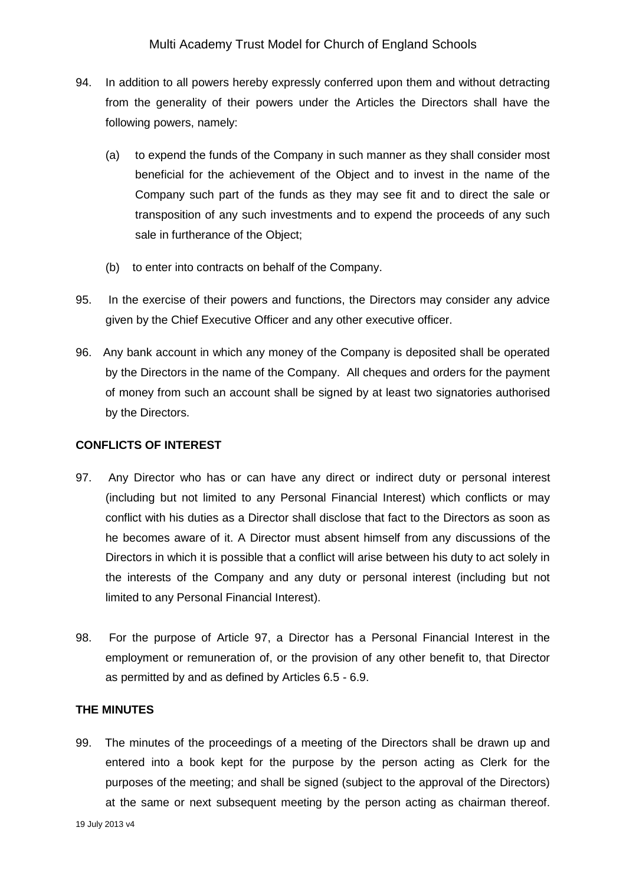94. In addition to all powers hereby expressly conferred upon them and without detracting from the generality of their powers under the Articles the Directors shall have the following powers, namely:

    (a) to expend the funds of the Company in such manner as they shall consider most beneficial for the achievement of the Object and to invest in the name of the Company such part of the funds as they may see fit and to direct the sale or transposition of any such investments and to expend the proceeds of any such sale in furtherance of the Object;

    (b) to enter into contracts on behalf of the Company.

95. In the exercise of their powers and functions, the Directors may consider any advice given by the Chief Executive Officer and any other executive officer.

96. Any bank account in which any money of the Company is deposited shall be operated by the Directors in the name of the Company. All cheques and orders for the payment of money from such an account shall be signed by at least two signatories authorised by the Directors.

**CONFLICTS OF INTEREST**

97. Any Director who has or can have any direct or indirect duty or personal interest (including but not limited to any Personal Financial Interest) which conflicts or may conflict with his duties as a Director shall disclose that fact to the Directors as soon as he becomes aware of it. A Director must absent himself from any discussions of the Directors in which it is possible that a conflict will arise between his duty to act solely in the interests of the Company and any duty or personal interest (including but not limited to any Personal Financial Interest).

98. For the purpose of Article 97, a Director has a Personal Financial Interest in the employment or remuneration of, or the provision of any other benefit to, that Director as permitted by and as defined by Articles 6.5 - 6.9.

**THE MINUTES**

99. The minutes of the proceedings of a meeting of the Directors shall be drawn up and entered into a book kept for the purpose by the person acting as Clerk for the purposes of the meeting; and shall be signed (subject to the approval of the Directors) at the same or next subsequent meeting by the person acting as chairman thereof.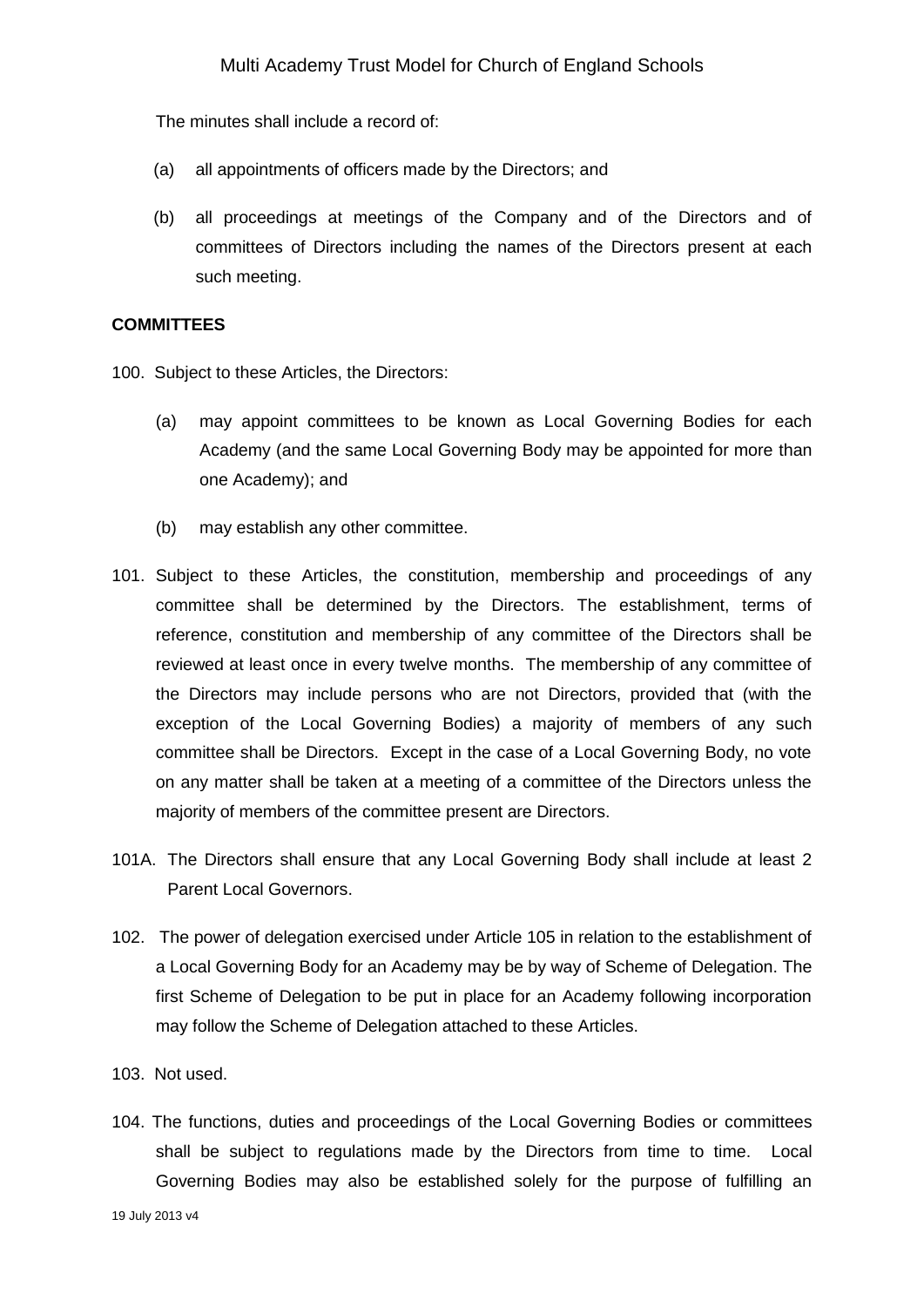The minutes shall include a record of:

(a) all appointments of officers made by the Directors; and

(b) all proceedings at meetings of the Company and of the Directors and of committees of Directors including the names of the Directors present at each such meeting.

**COMMITTEES**

100. Subject to these Articles, the Directors:

(a) may appoint committees to be known as Local Governing Bodies for each Academy (and the same Local Governing Body may be appointed for more than one Academy); and

(b) may establish any other committee.

101. Subject to these Articles, the constitution, membership and proceedings of any committee shall be determined by the Directors. The establishment, terms of reference, constitution and membership of any committee of the Directors shall be reviewed at least once in every twelve months. The membership of any committee of the Directors may include persons who are not Directors, provided that (with the exception of the Local Governing Bodies) a majority of members of any such committee shall be Directors. Except in the case of a Local Governing Body, no vote on any matter shall be taken at a meeting of a committee of the Directors unless the majority of members of the committee present are Directors.

101A. The Directors shall ensure that any Local Governing Body shall include at least 2 Parent Local Governors.

102. The power of delegation exercised under Article 105 in relation to the establishment of a Local Governing Body for an Academy may be by way of Scheme of Delegation. The first Scheme of Delegation to be put in place for an Academy following incorporation may follow the Scheme of Delegation attached to these Articles.

103. Not used.

104. The functions, duties and proceedings of the Local Governing Bodies or committees shall be subject to regulations made by the Directors from time to time. Local Governing Bodies may also be established solely for the purpose of fulfilling an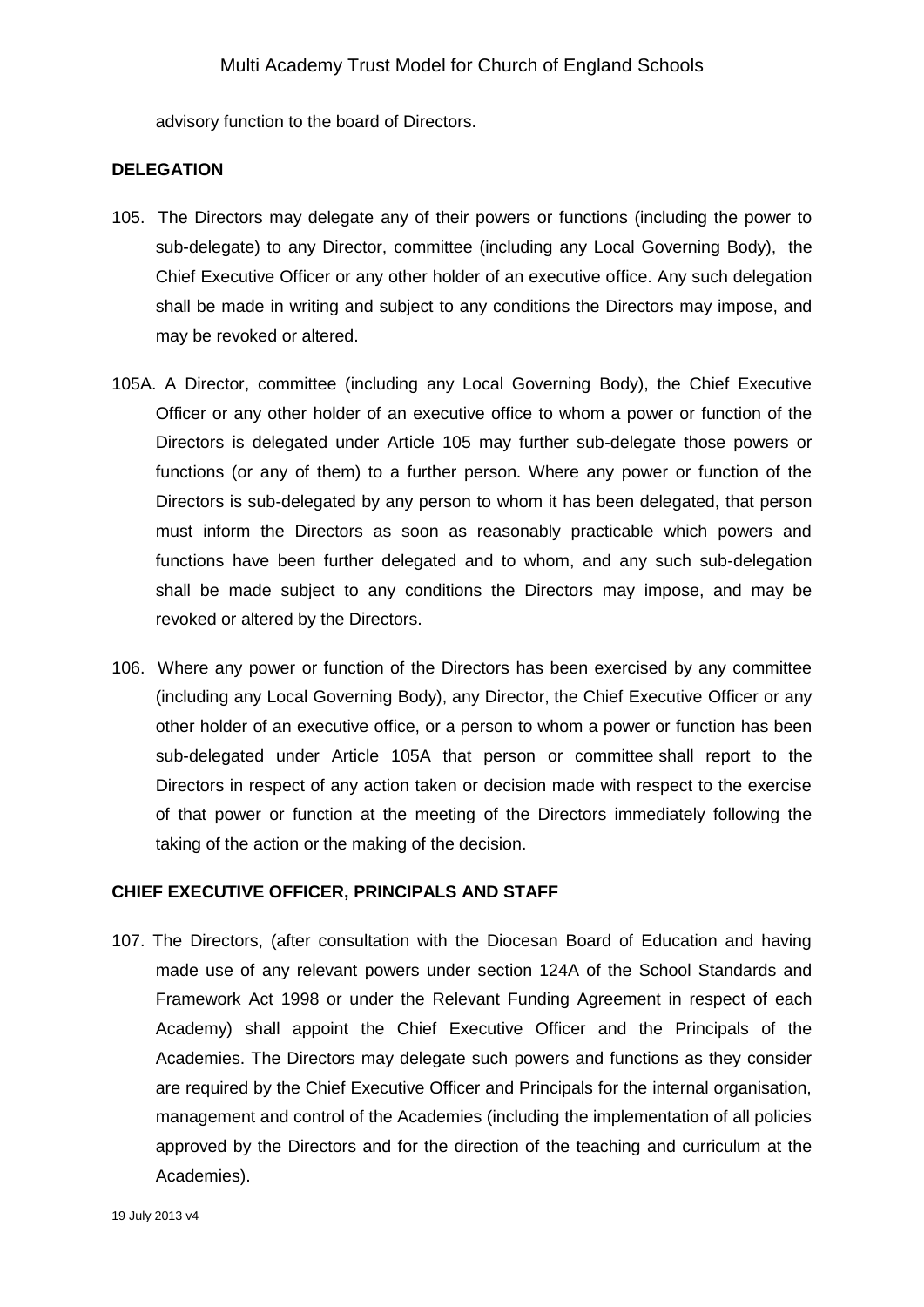advisory function to the board of Directors.

**DELEGATION**

105. The Directors may delegate any of their powers or functions (including the power to sub-delegate) to any Director, committee (including any Local Governing Body), the Chief Executive Officer or any other holder of an executive office. Any such delegation shall be made in writing and subject to any conditions the Directors may impose, and may be revoked or altered.

105A. A Director, committee (including any Local Governing Body), the Chief Executive Officer or any other holder of an executive office to whom a power or function of the Directors is delegated under Article 105 may further sub-delegate those powers or functions (or any of them) to a further person. Where any power or function of the Directors is sub-delegated by any person to whom it has been delegated, that person must inform the Directors as soon as reasonably practicable which powers and functions have been further delegated and to whom, and any such sub-delegation shall be made subject to any conditions the Directors may impose, and may be revoked or altered by the Directors.

106. Where any power or function of the Directors has been exercised by any committee (including any Local Governing Body), any Director, the Chief Executive Officer or any other holder of an executive office, or a person to whom a power or function has been sub-delegated under Article 105A that person or committee shall report to the Directors in respect of any action taken or decision made with respect to the exercise of that power or function at the meeting of the Directors immediately following the taking of the action or the making of the decision.

**CHIEF EXECUTIVE OFFICER, PRINCIPALS AND STAFF**

107. The Directors, (after consultation with the Diocesan Board of Education and having made use of any relevant powers under section 124A of the School Standards and Framework Act 1998 or under the Relevant Funding Agreement in respect of each Academy) shall appoint the Chief Executive Officer and the Principals of the Academies. The Directors may delegate such powers and functions as they consider are required by the Chief Executive Officer and Principals for the internal organisation, management and control of the Academies (including the implementation of all policies approved by the Directors and for the direction of the teaching and curriculum at the Academies).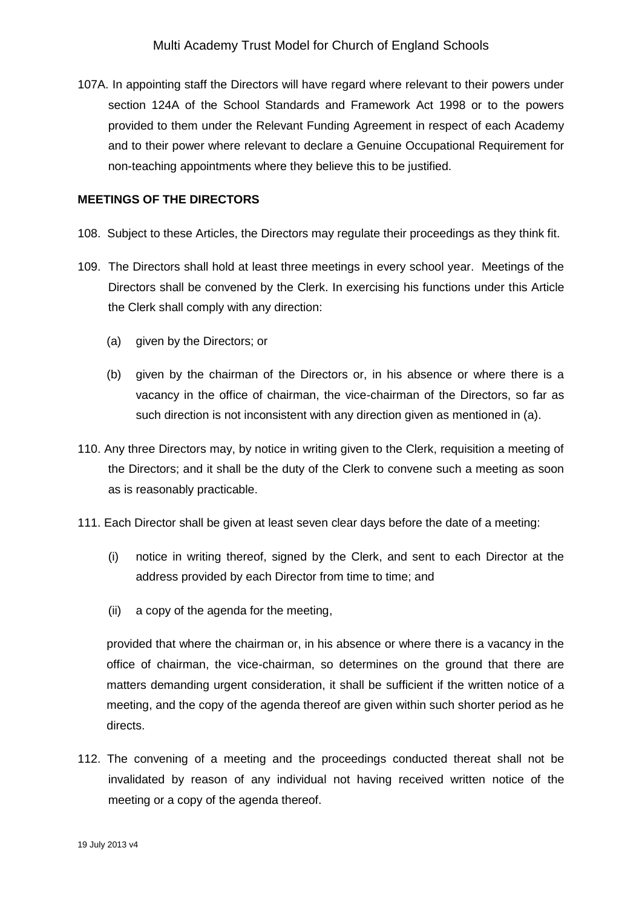107A. In appointing staff the Directors will have regard where relevant to their powers under section 124A of the School Standards and Framework Act 1998 or to the powers provided to them under the Relevant Funding Agreement in respect of each Academy and to their power where relevant to declare a Genuine Occupational Requirement for non-teaching appointments where they believe this to be justified.

**MEETINGS OF THE DIRECTORS**

108. Subject to these Articles, the Directors may regulate their proceedings as they think fit.

109. The Directors shall hold at least three meetings in every school year. Meetings of the Directors shall be convened by the Clerk. In exercising his functions under this Article the Clerk shall comply with any direction:

   (a) given by the Directors; or

   (b) given by the chairman of the Directors or, in his absence or where there is a vacancy in the office of chairman, the vice-chairman of the Directors, so far as such direction is not inconsistent with any direction given as mentioned in (a).

110. Any three Directors may, by notice in writing given to the Clerk, requisition a meeting of the Directors; and it shall be the duty of the Clerk to convene such a meeting as soon as is reasonably practicable.

111. Each Director shall be given at least seven clear days before the date of a meeting:

   (i) notice in writing thereof, signed by the Clerk, and sent to each Director at the address provided by each Director from time to time; and

   (ii) a copy of the agenda for the meeting,

   provided that where the chairman or, in his absence or where there is a vacancy in the office of chairman, the vice-chairman, so determines on the ground that there are matters demanding urgent consideration, it shall be sufficient if the written notice of a meeting, and the copy of the agenda thereof are given within such shorter period as he directs.

112. The convening of a meeting and the proceedings conducted thereat shall not be invalidated by reason of any individual not having received written notice of the meeting or a copy of the agenda thereof.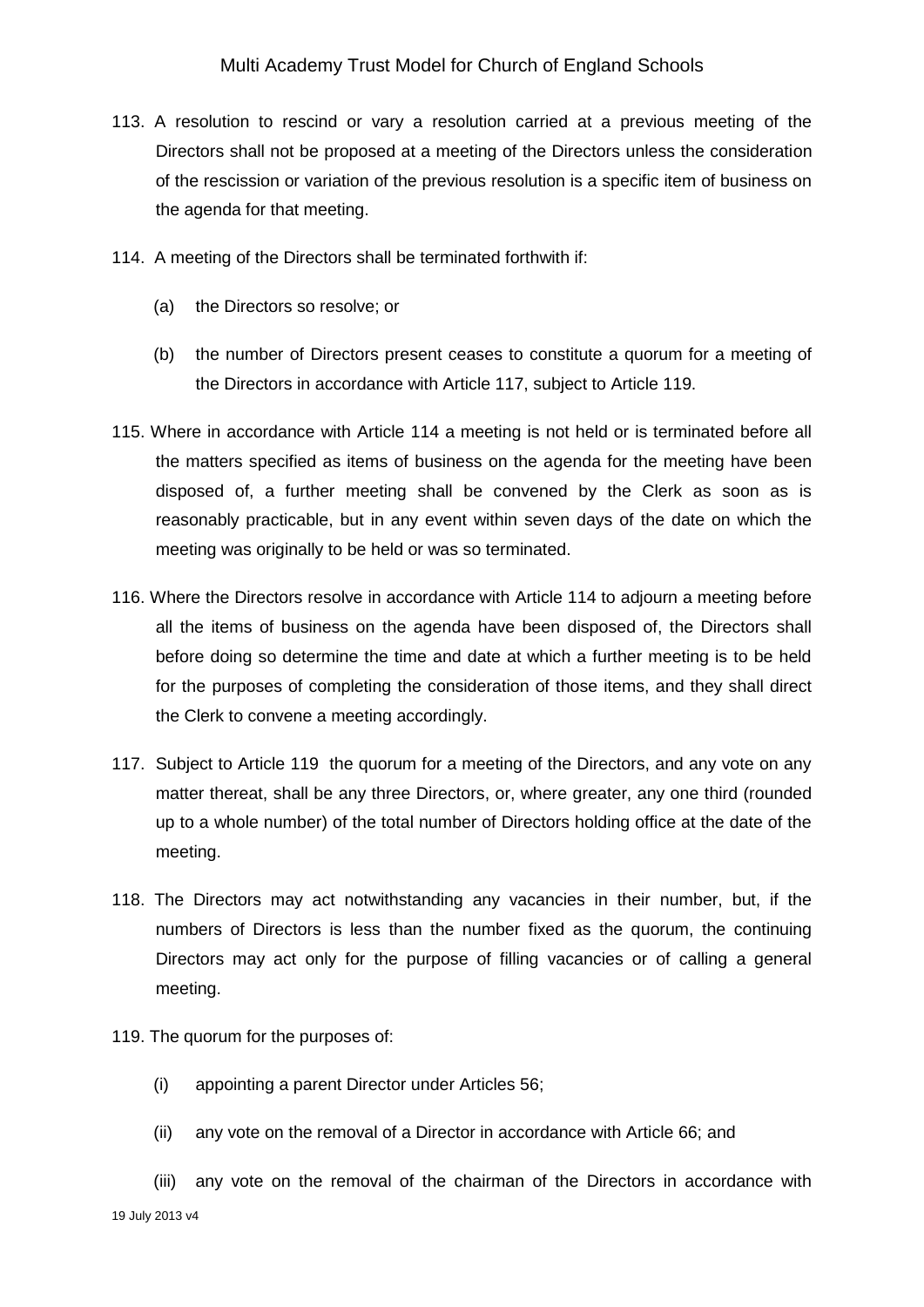113. A resolution to rescind or vary a resolution carried at a previous meeting of the Directors shall not be proposed at a meeting of the Directors unless the consideration of the rescission or variation of the previous resolution is a specific item of business on the agenda for that meeting.

114. A meeting of the Directors shall be terminated forthwith if:

   (a) the Directors so resolve; or

   (b) the number of Directors present ceases to constitute a quorum for a meeting of the Directors in accordance with Article 117, subject to Article 119.

115. Where in accordance with Article 114 a meeting is not held or is terminated before all the matters specified as items of business on the agenda for the meeting have been disposed of, a further meeting shall be convened by the Clerk as soon as is reasonably practicable, but in any event within seven days of the date on which the meeting was originally to be held or was so terminated.

116. Where the Directors resolve in accordance with Article 114 to adjourn a meeting before all the items of business on the agenda have been disposed of, the Directors shall before doing so determine the time and date at which a further meeting is to be held for the purposes of completing the consideration of those items, and they shall direct the Clerk to convene a meeting accordingly.

117. Subject to Article 119 the quorum for a meeting of the Directors, and any vote on any matter thereat, shall be any three Directors, or, where greater, any one third (rounded up to a whole number) of the total number of Directors holding office at the date of the meeting.

118. The Directors may act notwithstanding any vacancies in their number, but, if the numbers of Directors is less than the number fixed as the quorum, the continuing Directors may act only for the purpose of filling vacancies or of calling a general meeting.

119. The quorum for the purposes of:

   (i) appointing a parent Director under Articles 56;

   (ii) any vote on the removal of a Director in accordance with Article 66; and

   (iii) any vote on the removal of the chairman of the Directors in accordance with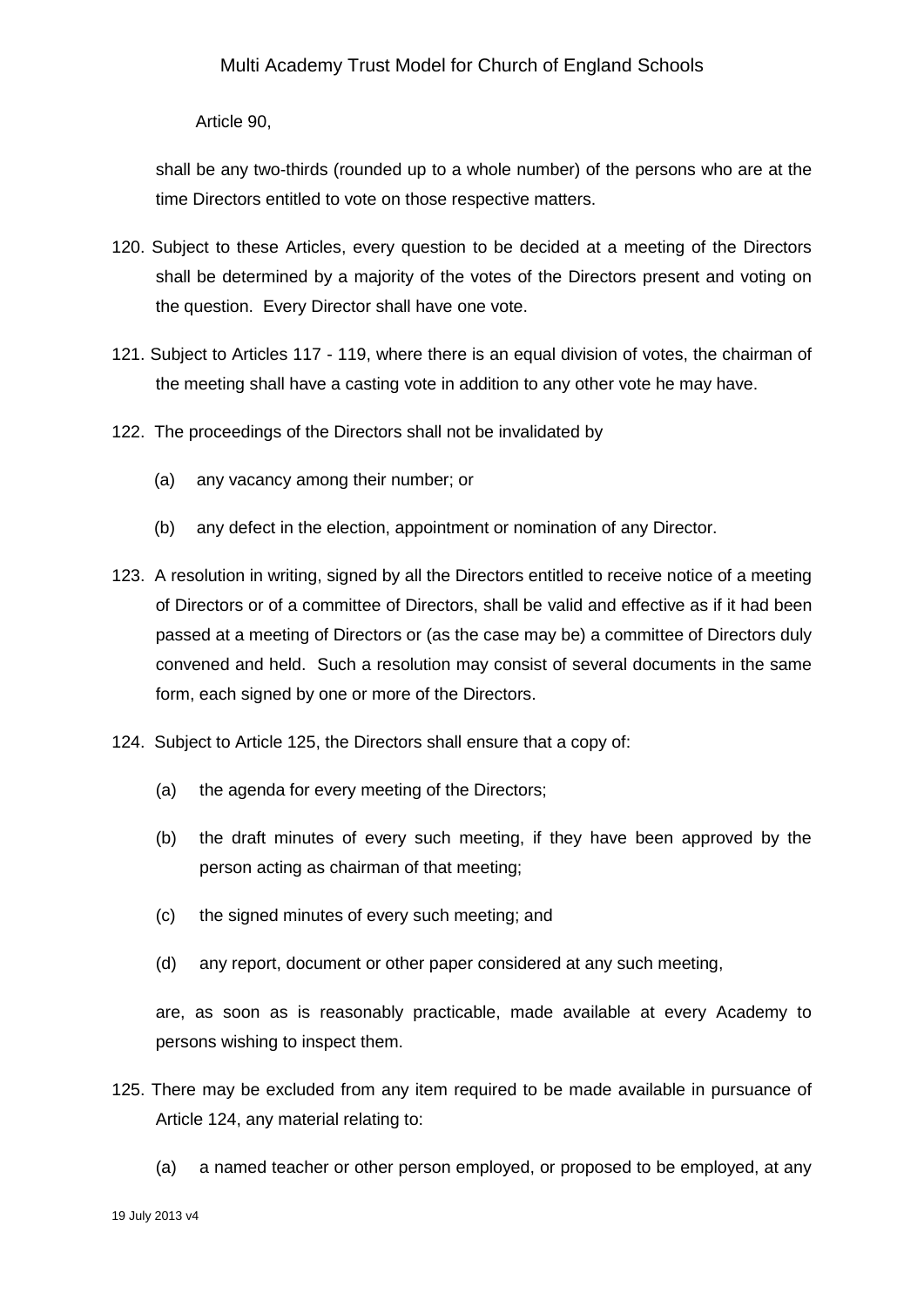Article 90,

shall be any two-thirds (rounded up to a whole number) of the persons who are at the time Directors entitled to vote on those respective matters.

120. Subject to these Articles, every question to be decided at a meeting of the Directors shall be determined by a majority of the votes of the Directors present and voting on the question. Every Director shall have one vote.

121. Subject to Articles 117 - 119, where there is an equal division of votes, the chairman of the meeting shall have a casting vote in addition to any other vote he may have.

122. The proceedings of the Directors shall not be invalidated by

    (a) any vacancy among their number; or

    (b) any defect in the election, appointment or nomination of any Director.

123. A resolution in writing, signed by all the Directors entitled to receive notice of a meeting of Directors or of a committee of Directors, shall be valid and effective as if it had been passed at a meeting of Directors or (as the case may be) a committee of Directors duly convened and held. Such a resolution may consist of several documents in the same form, each signed by one or more of the Directors.

124. Subject to Article 125, the Directors shall ensure that a copy of:

    (a) the agenda for every meeting of the Directors;

    (b) the draft minutes of every such meeting, if they have been approved by the person acting as chairman of that meeting;

    (c) the signed minutes of every such meeting; and

    (d) any report, document or other paper considered at any such meeting,

    are, as soon as is reasonably practicable, made available at every Academy to persons wishing to inspect them.

125. There may be excluded from any item required to be made available in pursuance of Article 124, any material relating to:

    (a) a named teacher or other person employed, or proposed to be employed, at any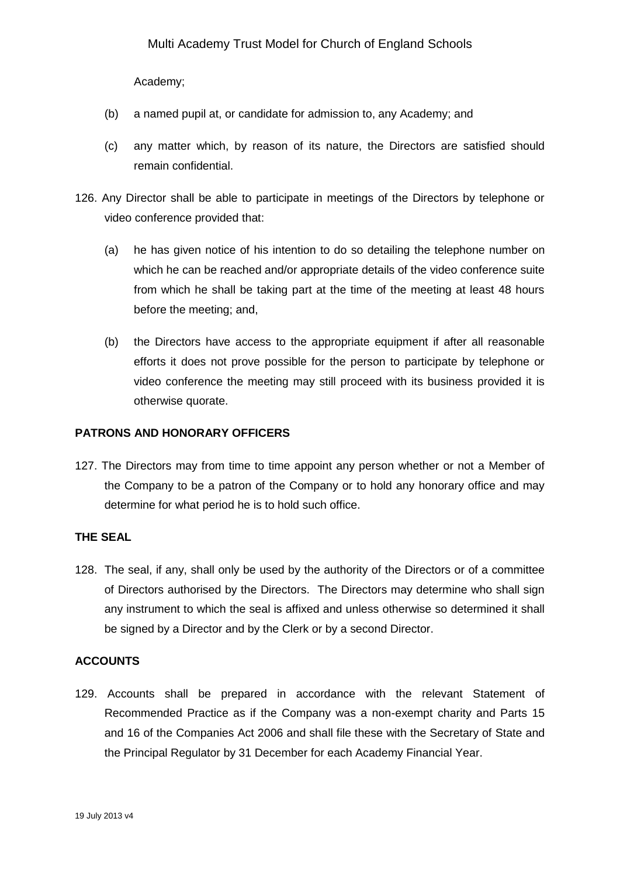Academy;

(b) a named pupil at, or candidate for admission to, any Academy; and

(c) any matter which, by reason of its nature, the Directors are satisfied should remain confidential.

126. Any Director shall be able to participate in meetings of the Directors by telephone or video conference provided that:

(a) he has given notice of his intention to do so detailing the telephone number on which he can be reached and/or appropriate details of the video conference suite from which he shall be taking part at the time of the meeting at least 48 hours before the meeting; and,

(b) the Directors have access to the appropriate equipment if after all reasonable efforts it does not prove possible for the person to participate by telephone or video conference the meeting may still proceed with its business provided it is otherwise quorate.

**PATRONS AND HONORARY OFFICERS**

127. The Directors may from time to time appoint any person whether or not a Member of the Company to be a patron of the Company or to hold any honorary office and may determine for what period he is to hold such office.

**THE SEAL**

128. The seal, if any, shall only be used by the authority of the Directors or of a committee of Directors authorised by the Directors. The Directors may determine who shall sign any instrument to which the seal is affixed and unless otherwise so determined it shall be signed by a Director and by the Clerk or by a second Director.

**ACCOUNTS**

129. Accounts shall be prepared in accordance with the relevant Statement of Recommended Practice as if the Company was a non-exempt charity and Parts 15 and 16 of the Companies Act 2006 and shall file these with the Secretary of State and the Principal Regulator by 31 December for each Academy Financial Year.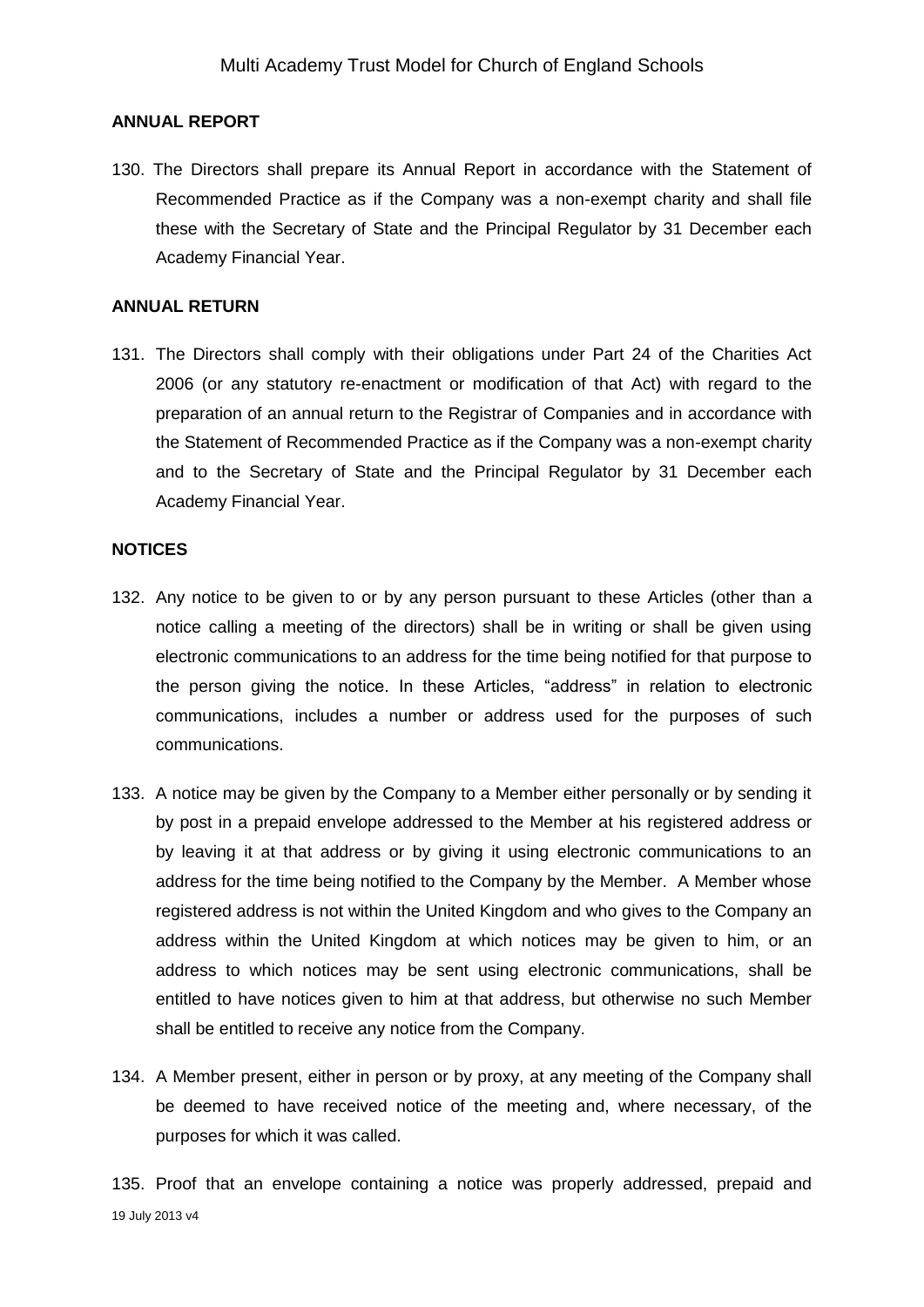## ANNUAL REPORT

130. The Directors shall prepare its Annual Report in accordance with the Statement of Recommended Practice as if the Company was a non-exempt charity and shall file these with the Secretary of State and the Principal Regulator by 31 December each Academy Financial Year.

## ANNUAL RETURN

131. The Directors shall comply with their obligations under Part 24 of the Charities Act 2006 (or any statutory re-enactment or modification of that Act) with regard to the preparation of an annual return to the Registrar of Companies and in accordance with the Statement of Recommended Practice as if the Company was a non-exempt charity and to the Secretary of State and the Principal Regulator by 31 December each Academy Financial Year.

## NOTICES

132. Any notice to be given to or by any person pursuant to these Articles (other than a notice calling a meeting of the directors) shall be in writing or shall be given using electronic communications to an address for the time being notified for that purpose to the person giving the notice. In these Articles, "address" in relation to electronic communications, includes a number or address used for the purposes of such communications.

133. A notice may be given by the Company to a Member either personally or by sending it by post in a prepaid envelope addressed to the Member at his registered address or by leaving it at that address or by giving it using electronic communications to an address for the time being notified to the Company by the Member. A Member whose registered address is not within the United Kingdom and who gives to the Company an address within the United Kingdom at which notices may be given to him, or an address to which notices may be sent using electronic communications, shall be entitled to have notices given to him at that address, but otherwise no such Member shall be entitled to receive any notice from the Company.

134. A Member present, either in person or by proxy, at any meeting of the Company shall be deemed to have received notice of the meeting and, where necessary, of the purposes for which it was called.

135. Proof that an envelope containing a notice was properly addressed, prepaid and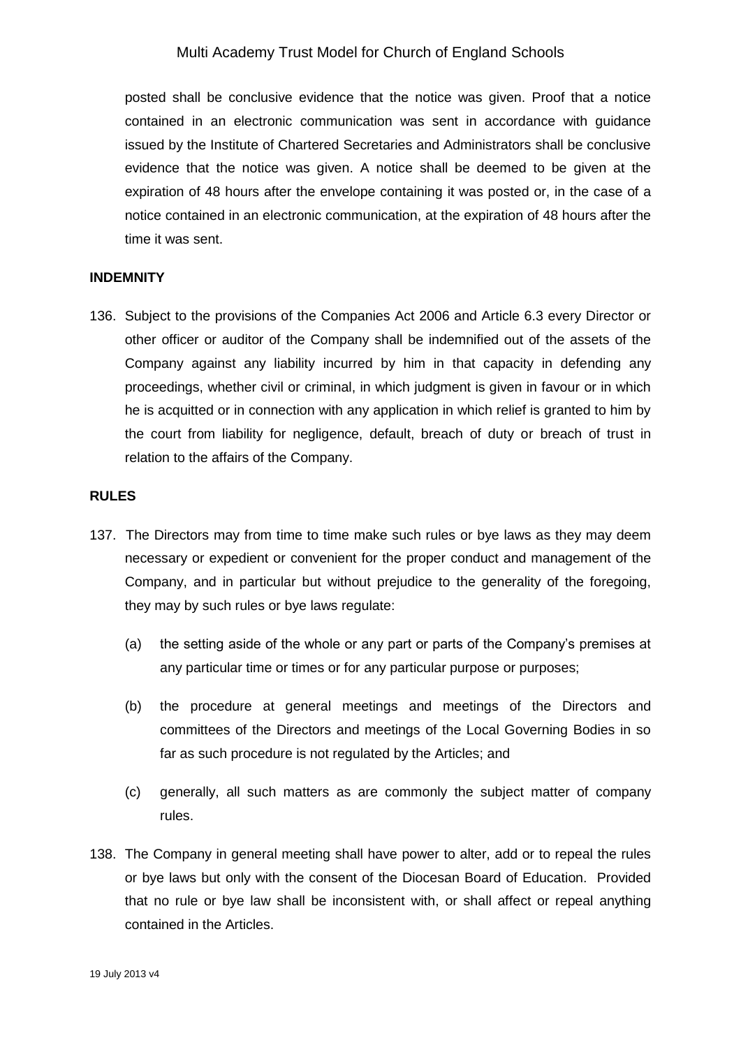posted shall be conclusive evidence that the notice was given. Proof that a notice contained in an electronic communication was sent in accordance with guidance issued by the Institute of Chartered Secretaries and Administrators shall be conclusive evidence that the notice was given. A notice shall be deemed to be given at the expiration of 48 hours after the envelope containing it was posted or, in the case of a notice contained in an electronic communication, at the expiration of 48 hours after the time it was sent.

**INDEMNITY**

136. Subject to the provisions of the Companies Act 2006 and Article 6.3 every Director or other officer or auditor of the Company shall be indemnified out of the assets of the Company against any liability incurred by him in that capacity in defending any proceedings, whether civil or criminal, in which judgment is given in favour or in which he is acquitted or in connection with any application in which relief is granted to him by the court from liability for negligence, default, breach of duty or breach of trust in relation to the affairs of the Company.

**RULES**

137. The Directors may from time to time make such rules or bye laws as they may deem necessary or expedient or convenient for the proper conduct and management of the Company, and in particular but without prejudice to the generality of the foregoing, they may by such rules or bye laws regulate:

    (a) the setting aside of the whole or any part or parts of the Company's premises at any particular time or times or for any particular purpose or purposes;

    (b) the procedure at general meetings and meetings of the Directors and committees of the Directors and meetings of the Local Governing Bodies in so far as such procedure is not regulated by the Articles; and

    (c) generally, all such matters as are commonly the subject matter of company rules.

138. The Company in general meeting shall have power to alter, add or to repeal the rules or bye laws but only with the consent of the Diocesan Board of Education. Provided that no rule or bye law shall be inconsistent with, or shall affect or repeal anything contained in the Articles.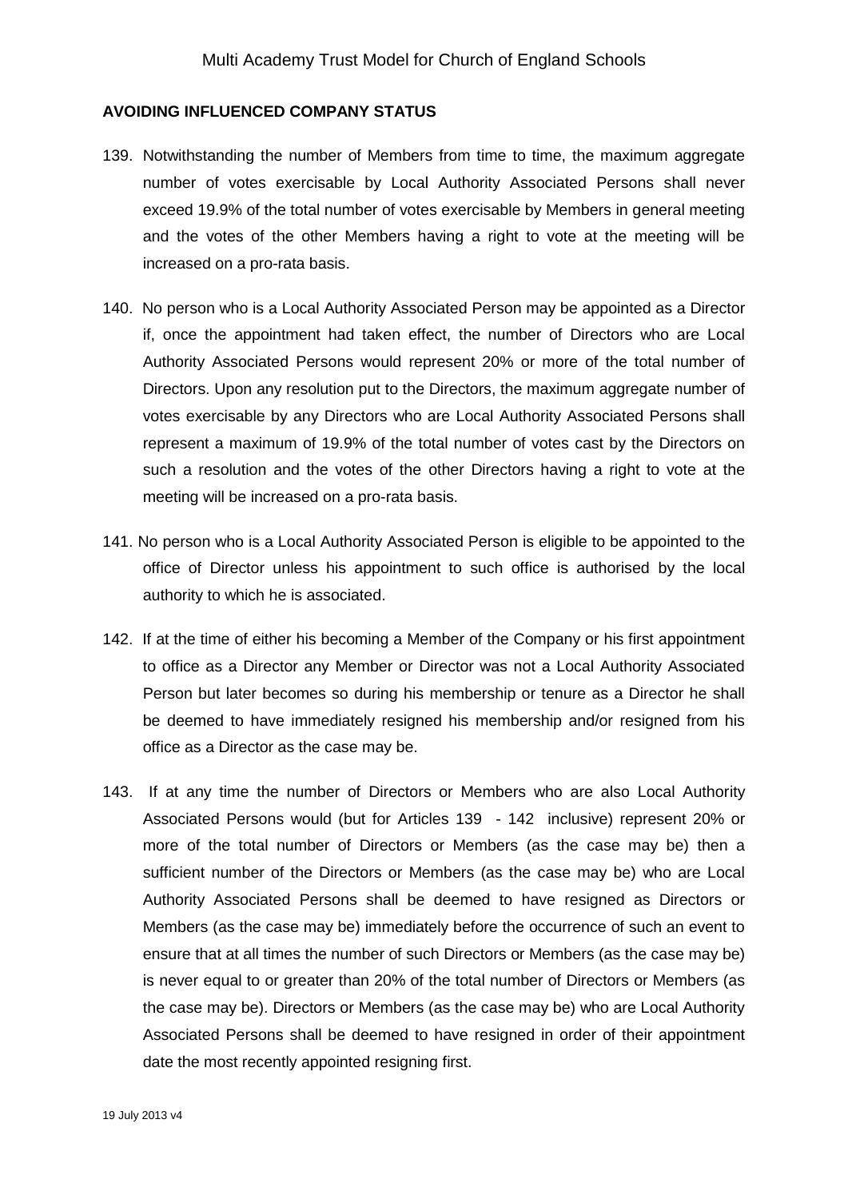**AVOIDING INFLUENCED COMPANY STATUS**

139. Notwithstanding the number of Members from time to time, the maximum aggregate number of votes exercisable by Local Authority Associated Persons shall never exceed 19.9% of the total number of votes exercisable by Members in general meeting and the votes of the other Members having a right to vote at the meeting will be increased on a pro-rata basis.

140. No person who is a Local Authority Associated Person may be appointed as a Director if, once the appointment had taken effect, the number of Directors who are Local Authority Associated Persons would represent 20% or more of the total number of Directors. Upon any resolution put to the Directors, the maximum aggregate number of votes exercisable by any Directors who are Local Authority Associated Persons shall represent a maximum of 19.9% of the total number of votes cast by the Directors on such a resolution and the votes of the other Directors having a right to vote at the meeting will be increased on a pro-rata basis.

141. No person who is a Local Authority Associated Person is eligible to be appointed to the office of Director unless his appointment to such office is authorised by the local authority to which he is associated.

142. If at the time of either his becoming a Member of the Company or his first appointment to office as a Director any Member or Director was not a Local Authority Associated Person but later becomes so during his membership or tenure as a Director he shall be deemed to have immediately resigned his membership and/or resigned from his office as a Director as the case may be.

143. If at any time the number of Directors or Members who are also Local Authority Associated Persons would (but for Articles 139 - 142 inclusive) represent 20% or more of the total number of Directors or Members (as the case may be) then a sufficient number of the Directors or Members (as the case may be) who are Local Authority Associated Persons shall be deemed to have resigned as Directors or Members (as the case may be) immediately before the occurrence of such an event to ensure that at all times the number of such Directors or Members (as the case may be) is never equal to or greater than 20% of the total number of Directors or Members (as the case may be). Directors or Members (as the case may be) who are Local Authority Associated Persons shall be deemed to have resigned in order of their appointment date the most recently appointed resigning first.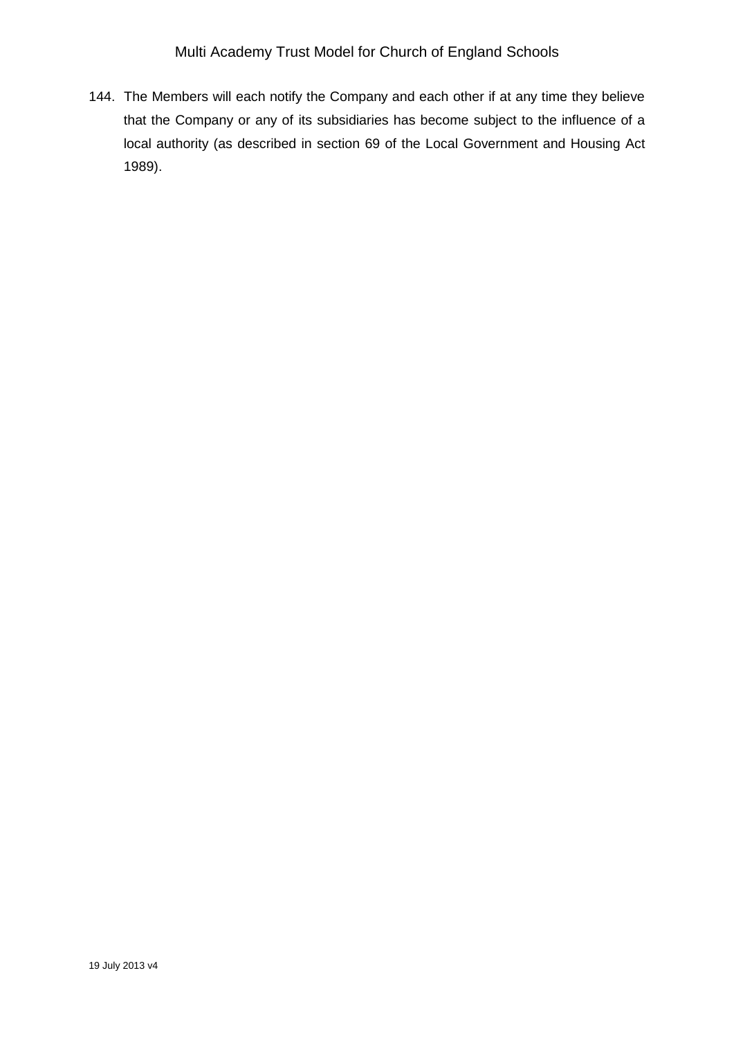144. The Members will each notify the Company and each other if at any time they believe that the Company or any of its subsidiaries has become subject to the influence of a local authority (as described in section 69 of the Local Government and Housing Act 1989).